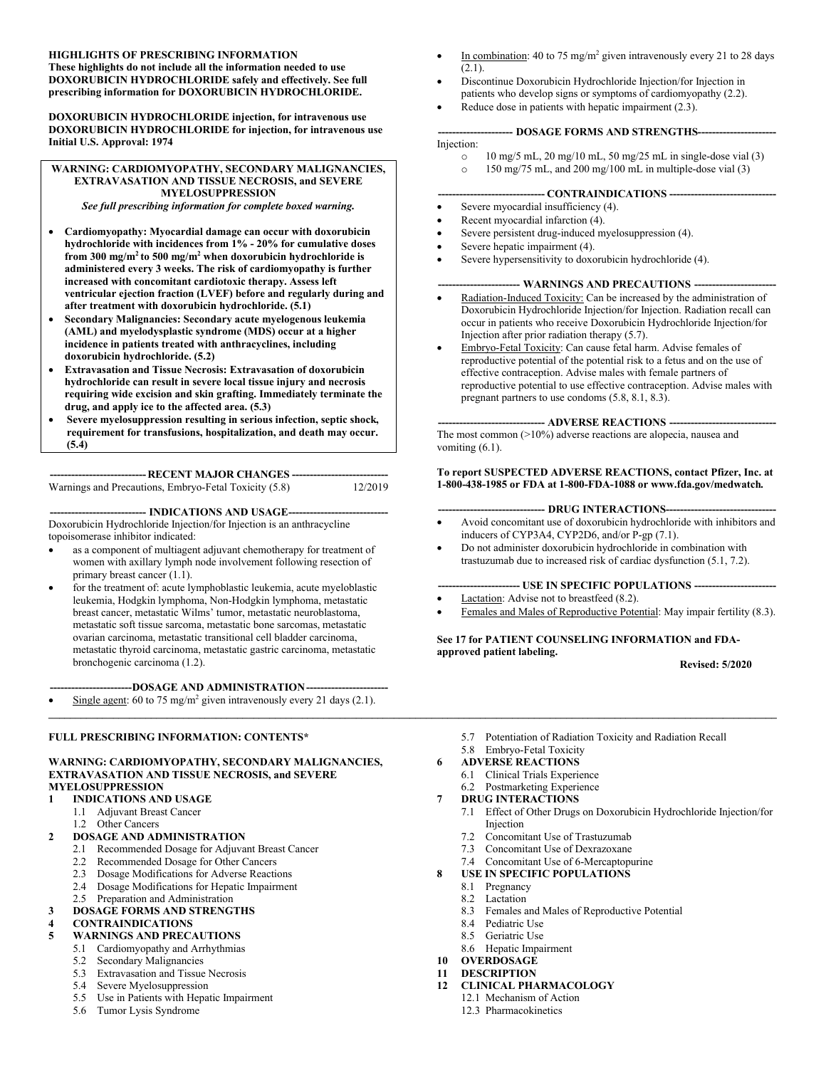**HIGHLIGHTS OF PRESCRIBING INFORMATION**
**These highlights do not include all the information needed to use DOXORUBICIN HYDROCHLORIDE safely and effectively. See full prescribing information for DOXORUBICIN HYDROCHLORIDE.**

**DOXORUBICIN HYDROCHLORIDE injection, for intravenous use**
**DOXORUBICIN HYDROCHLORIDE for injection, for intravenous use**
**Initial U.S. Approval: 1974**

**WARNING: CARDIOMYOPATHY, SECONDARY MALIGNANCIES, EXTRAVASATION AND TISSUE NECROSIS, and SEVERE MYELOSUPPRESSION**
***See full prescribing information for complete boxed warning.***

- **Cardiomyopathy: Myocardial damage can occur with doxorubicin hydrochloride with incidences from 1% - 20% for cumulative doses from 300 mg/m$^2$ to 500 mg/m$^2$ when doxorubicin hydrochloride is administered every 3 weeks. The risk of cardiomyopathy is further increased with concomitant cardiotoxic therapy. Assess left ventricular ejection fraction (LVEF) before and regularly during and after treatment with doxorubicin hydrochloride. (5.1)**
- **Secondary Malignancies: Secondary acute myelogenous leukemia (AML) and myelodysplastic syndrome (MDS) occur at a higher incidence in patients treated with anthracyclines, including doxorubicin hydrochloride. (5.2)**
- **Extravasation and Tissue Necrosis: Extravasation of doxorubicin hydrochloride can result in severe local tissue injury and necrosis requiring wide excision and skin grafting. Immediately terminate the drug, and apply ice to the affected area. (5.3)**
- **Severe myelosuppression resulting in serious infection, septic shock, requirement for transfusions, hospitalization, and death may occur. (5.4)**

**--------------------------- RECENT MAJOR CHANGES ---------------------------**

Warnings and Precautions, Embryo-Fetal Toxicity (5.8) 12/2019

**--------------------------- INDICATIONS AND USAGE---------------------------**

Doxorubicin Hydrochloride Injection/for Injection is an anthracycline topoisomerase inhibitor indicated:

- as a component of multiagent adjuvant chemotherapy for treatment of women with axillary lymph node involvement following resection of primary breast cancer (1.1).
- for the treatment of: acute lymphoblastic leukemia, acute myeloblastic leukemia, Hodgkin lymphoma, Non-Hodgkin lymphoma, metastatic breast cancer, metastatic Wilms' tumor, metastatic neuroblastoma, metastatic soft tissue sarcoma, metastatic bone sarcomas, metastatic ovarian carcinoma, metastatic transitional cell bladder carcinoma, metastatic thyroid carcinoma, metastatic gastric carcinoma, metastatic bronchogenic carcinoma (1.2).

**-----------------------DOSAGE AND ADMINISTRATION-----------------------**

- Single agent: 60 to 75 mg/m$^2$ given intravenously every 21 days (2.1).
- In combination: 40 to 75 mg/m$^2$ given intravenously every 21 to 28 days (2.1).
- Discontinue Doxorubicin Hydrochloride Injection/for Injection in patients who develop signs or symptoms of cardiomyopathy (2.2).
- Reduce dose in patients with hepatic impairment (2.3).

**--------------------- DOSAGE FORMS AND STRENGTHS----------------------**

Injection:

- 10 mg/5 mL, 20 mg/10 mL, 50 mg/25 mL in single-dose vial (3)
- 150 mg/75 mL, and 200 mg/100 mL in multiple-dose vial (3)

**------------------------------ CONTRAINDICATIONS ------------------------------**

- Severe myocardial insufficiency (4).
- Recent myocardial infarction (4).
- Severe persistent drug-induced myelosuppression (4).
- Severe hepatic impairment (4).
- Severe hypersensitivity to doxorubicin hydrochloride (4).

**----------------------- WARNINGS AND PRECAUTIONS -----------------------**

- Radiation-Induced Toxicity: Can be increased by the administration of Doxorubicin Hydrochloride Injection/for Injection. Radiation recall can occur in patients who receive Doxorubicin Hydrochloride Injection/for Injection after prior radiation therapy (5.7).
- Embryo-Fetal Toxicity: Can cause fetal harm. Advise females of reproductive potential of the potential risk to a fetus and on the use of effective contraception. Advise males with female partners of reproductive potential to use effective contraception. Advise males with pregnant partners to use condoms (5.8, 8.1, 8.3).

**------------------------------ ADVERSE REACTIONS ------------------------------**

The most common (>10%) adverse reactions are alopecia, nausea and vomiting (6.1).

**To report SUSPECTED ADVERSE REACTIONS, contact Pfizer, Inc. at 1-800-438-1985 or FDA at 1-800-FDA-1088 or www.fda.gov/medwatch.**

**------------------------------ DRUG INTERACTIONS-------------------------------**

- Avoid concomitant use of doxorubicin hydrochloride with inhibitors and inducers of CYP3A4, CYP2D6, and/or P-gp (7.1).
- Do not administer doxorubicin hydrochloride in combination with trastuzumab due to increased risk of cardiac dysfunction (5.1, 7.2).

**----------------------- USE IN SPECIFIC POPULATIONS -----------------------**

- Lactation: Advise not to breastfeed (8.2).
- Females and Males of Reproductive Potential: May impair fertility (8.3).

**See 17 for PATIENT COUNSELING INFORMATION and FDA-approved patient labeling.**

**Revised: 5/2020**

---

**FULL PRESCRIBING INFORMATION: CONTENTS***

**WARNING: CARDIOMYOPATHY, SECONDARY MALIGNANCIES, EXTRAVASATION AND TISSUE NECROSIS, and SEVERE MYELOSUPPRESSION**

**1 INDICATIONS AND USAGE**
- 1.1 Adjuvant Breast Cancer
- 1.2 Other Cancers

**2 DOSAGE AND ADMINISTRATION**
- 2.1 Recommended Dosage for Adjuvant Breast Cancer
- 2.2 Recommended Dosage for Other Cancers
- 2.3 Dosage Modifications for Adverse Reactions
- 2.4 Dosage Modifications for Hepatic Impairment
- 2.5 Preparation and Administration

**3 DOSAGE FORMS AND STRENGTHS**

**4 CONTRAINDICATIONS**

**5 WARNINGS AND PRECAUTIONS**
- 5.1 Cardiomyopathy and Arrhythmias
- 5.2 Secondary Malignancies
- 5.3 Extravasation and Tissue Necrosis
- 5.4 Severe Myelosuppression
- 5.5 Use in Patients with Hepatic Impairment
- 5.6 Tumor Lysis Syndrome
- 5.7 Potentiation of Radiation Toxicity and Radiation Recall
- 5.8 Embryo-Fetal Toxicity

**6 ADVERSE REACTIONS**
- 6.1 Clinical Trials Experience
- 6.2 Postmarketing Experience

**7 DRUG INTERACTIONS**
- 7.1 Effect of Other Drugs on Doxorubicin Hydrochloride Injection/for Injection
- 7.2 Concomitant Use of Trastuzumab
- 7.3 Concomitant Use of Dexrazoxane
- 7.4 Concomitant Use of 6-Mercaptopurine

**8 USE IN SPECIFIC POPULATIONS**
- 8.1 Pregnancy
- 8.2 Lactation
- 8.3 Females and Males of Reproductive Potential
- 8.4 Pediatric Use
- 8.5 Geriatric Use
- 8.6 Hepatic Impairment

**10 OVERDOSAGE**

**11 DESCRIPTION**

**12 CLINICAL PHARMACOLOGY**
- 12.1 Mechanism of Action
- 12.3 Pharmacokinetics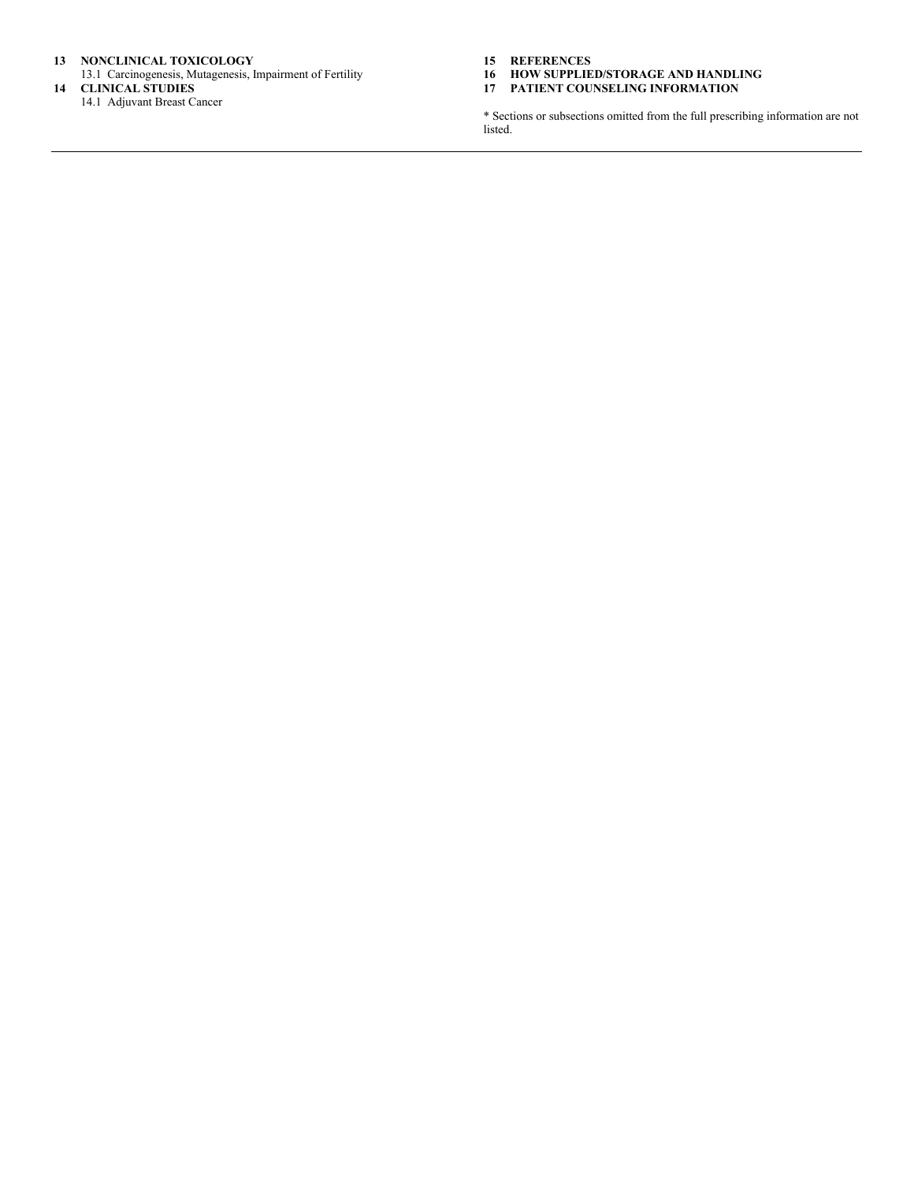**13 NONCLINICAL TOXICOLOGY**

13.1 Carcinogenesis, Mutagenesis, Impairment of Fertility

**14 CLINICAL STUDIES**

14.1 Adjuvant Breast Cancer

**15 REFERENCES**

**16 HOW SUPPLIED/STORAGE AND HANDLING**

**17 PATIENT COUNSELING INFORMATION**

* Sections or subsections omitted from the full prescribing information are not listed.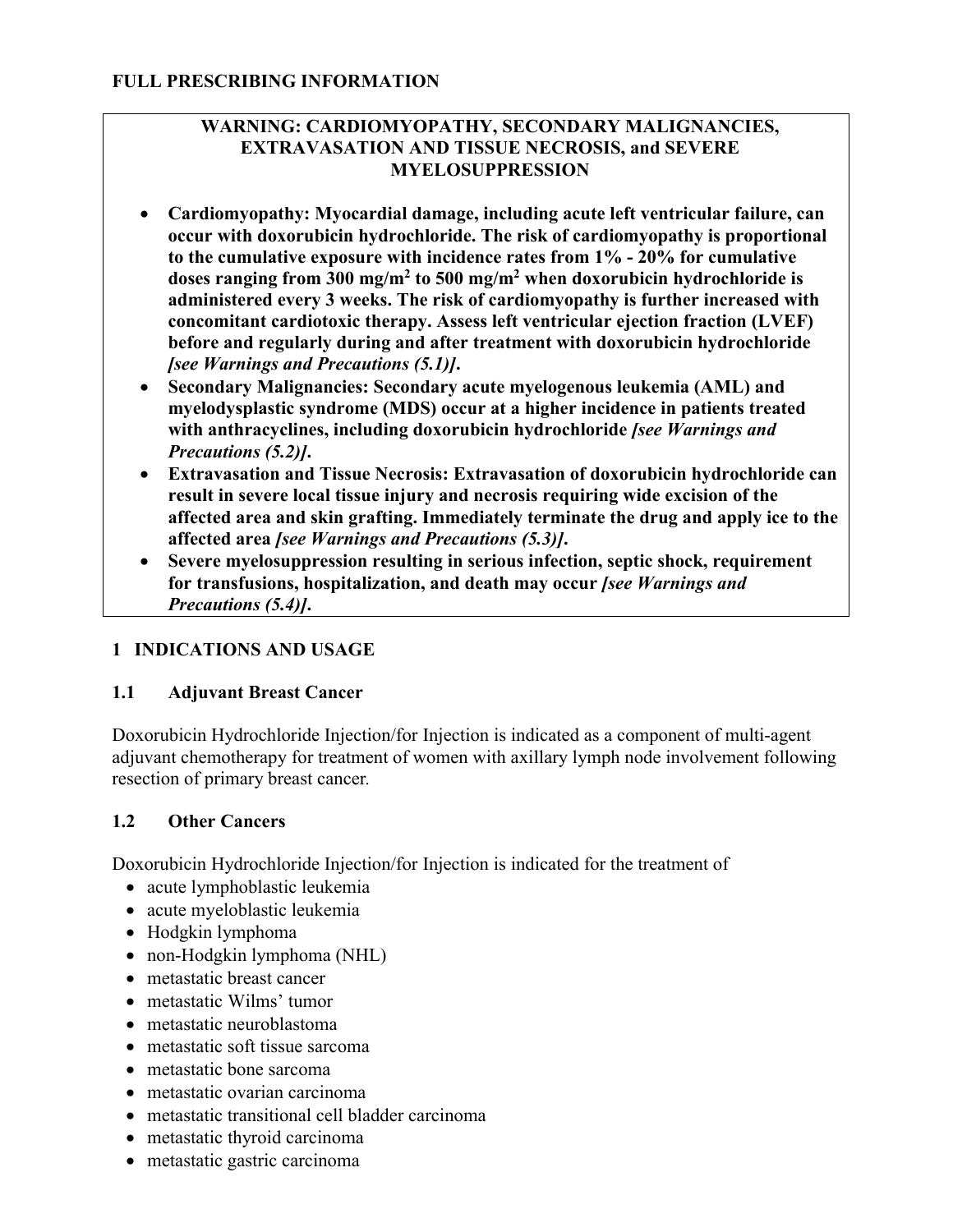**FULL PRESCRIBING INFORMATION**

**WARNING: CARDIOMYOPATHY, SECONDARY MALIGNANCIES, EXTRAVASATION AND TISSUE NECROSIS, and SEVERE MYELOSUPPRESSION**

- **Cardiomyopathy: Myocardial damage, including acute left ventricular failure, can occur with doxorubicin hydrochloride. The risk of cardiomyopathy is proportional to the cumulative exposure with incidence rates from 1% - 20% for cumulative doses ranging from 300 mg/m$^2$ to 500 mg/m$^2$ when doxorubicin hydrochloride is administered every 3 weeks. The risk of cardiomyopathy is further increased with concomitant cardiotoxic therapy. Assess left ventricular ejection fraction (LVEF) before and regularly during and after treatment with doxorubicin hydrochloride *[see Warnings and Precautions (5.1)]*.**
- **Secondary Malignancies: Secondary acute myelogenous leukemia (AML) and myelodysplastic syndrome (MDS) occur at a higher incidence in patients treated with anthracyclines, including doxorubicin hydrochloride *[see Warnings and Precautions (5.2)]*.**
- **Extravasation and Tissue Necrosis: Extravasation of doxorubicin hydrochloride can result in severe local tissue injury and necrosis requiring wide excision of the affected area and skin grafting. Immediately terminate the drug and apply ice to the affected area *[see Warnings and Precautions (5.3)]*.**
- **Severe myelosuppression resulting in serious infection, septic shock, requirement for transfusions, hospitalization, and death may occur *[see Warnings and Precautions (5.4)]*.**

## 1 INDICATIONS AND USAGE

### 1.1 Adjuvant Breast Cancer

Doxorubicin Hydrochloride Injection/for Injection is indicated as a component of multi-agent adjuvant chemotherapy for treatment of women with axillary lymph node involvement following resection of primary breast cancer.

### 1.2 Other Cancers

Doxorubicin Hydrochloride Injection/for Injection is indicated for the treatment of

- acute lymphoblastic leukemia
- acute myeloblastic leukemia
- Hodgkin lymphoma
- non-Hodgkin lymphoma (NHL)
- metastatic breast cancer
- metastatic Wilms' tumor
- metastatic neuroblastoma
- metastatic soft tissue sarcoma
- metastatic bone sarcoma
- metastatic ovarian carcinoma
- metastatic transitional cell bladder carcinoma
- metastatic thyroid carcinoma
- metastatic gastric carcinoma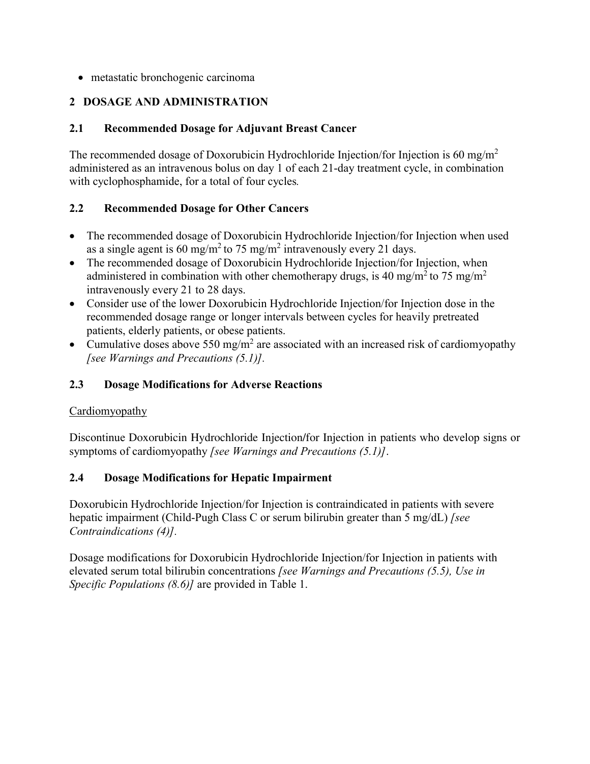- metastatic bronchogenic carcinoma

## 2 DOSAGE AND ADMINISTRATION

### 2.1 Recommended Dosage for Adjuvant Breast Cancer

The recommended dosage of Doxorubicin Hydrochloride Injection/for Injection is 60 $mg/m^2$ administered as an intravenous bolus on day 1 of each 21-day treatment cycle, in combination with cyclophosphamide, for a total of four cycles.

### 2.2 Recommended Dosage for Other Cancers

- The recommended dosage of Doxorubicin Hydrochloride Injection/for Injection when used as a single agent is 60 $mg/m^2$ to 75 $mg/m^2$ intravenously every 21 days.
- The recommended dosage of Doxorubicin Hydrochloride Injection/for Injection, when administered in combination with other chemotherapy drugs, is 40 $mg/m^2$ to 75 $mg/m^2$ intravenously every 21 to 28 days.
- Consider use of the lower Doxorubicin Hydrochloride Injection/for Injection dose in the recommended dosage range or longer intervals between cycles for heavily pretreated patients, elderly patients, or obese patients.
- Cumulative doses above 550 $mg/m^2$ are associated with an increased risk of cardiomyopathy *[see Warnings and Precautions (5.1)].*

### 2.3 Dosage Modifications for Adverse Reactions

<u>Cardiomyopathy</u>

Discontinue Doxorubicin Hydrochloride Injection/for Injection in patients who develop signs or symptoms of cardiomyopathy *[see Warnings and Precautions (5.1)]*.

### 2.4 Dosage Modifications for Hepatic Impairment

Doxorubicin Hydrochloride Injection/for Injection is contraindicated in patients with severe hepatic impairment (Child-Pugh Class C or serum bilirubin greater than 5 mg/dL) *[see Contraindications (4)].*

Dosage modifications for Doxorubicin Hydrochloride Injection/for Injection in patients with elevated serum total bilirubin concentrations *[see Warnings and Precautions (5.5), Use in Specific Populations (8.6)]* are provided in Table 1.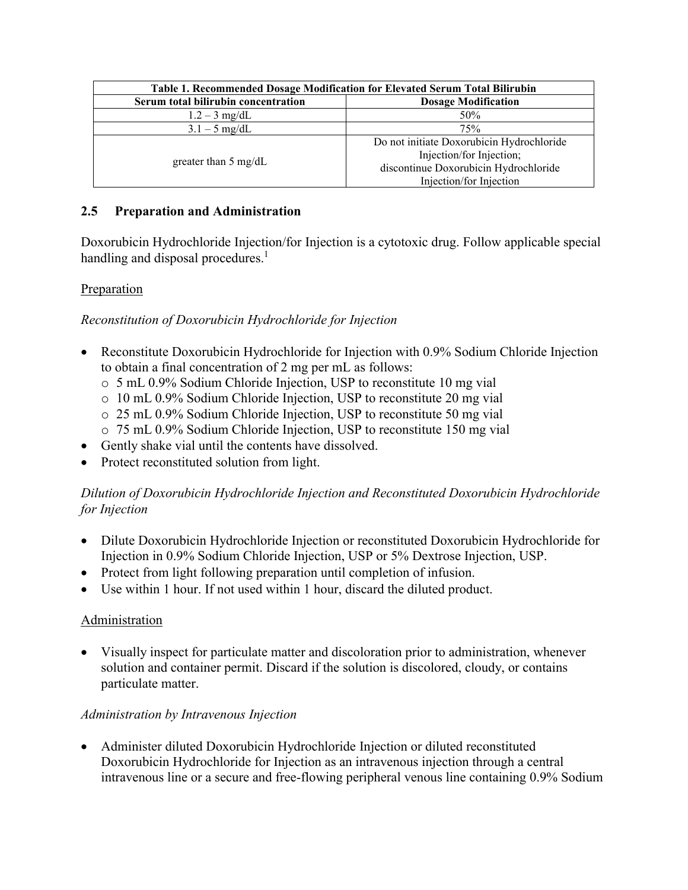| Table 1. Recommended Dosage Modification for Elevated Serum Total Bilirubin | |
|---|---|
| **Serum total bilirubin concentration** | **Dosage Modification** |
| 1.2 – 3 mg/dL | 50% |
| 3.1 – 5 mg/dL | 75% |
| greater than 5 mg/dL | Do not initiate Doxorubicin Hydrochloride Injection/for Injection; discontinue Doxorubicin Hydrochloride Injection/for Injection |

## 2.5 Preparation and Administration

Doxorubicin Hydrochloride Injection/for Injection is a cytotoxic drug. Follow applicable special handling and disposal procedures.[1]

Preparation

*Reconstitution of Doxorubicin Hydrochloride for Injection*

- Reconstitute Doxorubicin Hydrochloride for Injection with 0.9% Sodium Chloride Injection to obtain a final concentration of 2 mg per mL as follows:
  - 5 mL 0.9% Sodium Chloride Injection, USP to reconstitute 10 mg vial
  - 10 mL 0.9% Sodium Chloride Injection, USP to reconstitute 20 mg vial
  - 25 mL 0.9% Sodium Chloride Injection, USP to reconstitute 50 mg vial
  - 75 mL 0.9% Sodium Chloride Injection, USP to reconstitute 150 mg vial
- Gently shake vial until the contents have dissolved.
- Protect reconstituted solution from light.

*Dilution of Doxorubicin Hydrochloride Injection and Reconstituted Doxorubicin Hydrochloride for Injection*

- Dilute Doxorubicin Hydrochloride Injection or reconstituted Doxorubicin Hydrochloride for Injection in 0.9% Sodium Chloride Injection, USP or 5% Dextrose Injection, USP.
- Protect from light following preparation until completion of infusion.
- Use within 1 hour. If not used within 1 hour, discard the diluted product.

Administration

- Visually inspect for particulate matter and discoloration prior to administration, whenever solution and container permit. Discard if the solution is discolored, cloudy, or contains particulate matter.

*Administration by Intravenous Injection*

- Administer diluted Doxorubicin Hydrochloride Injection or diluted reconstituted Doxorubicin Hydrochloride for Injection as an intravenous injection through a central intravenous line or a secure and free-flowing peripheral venous line containing 0.9% Sodium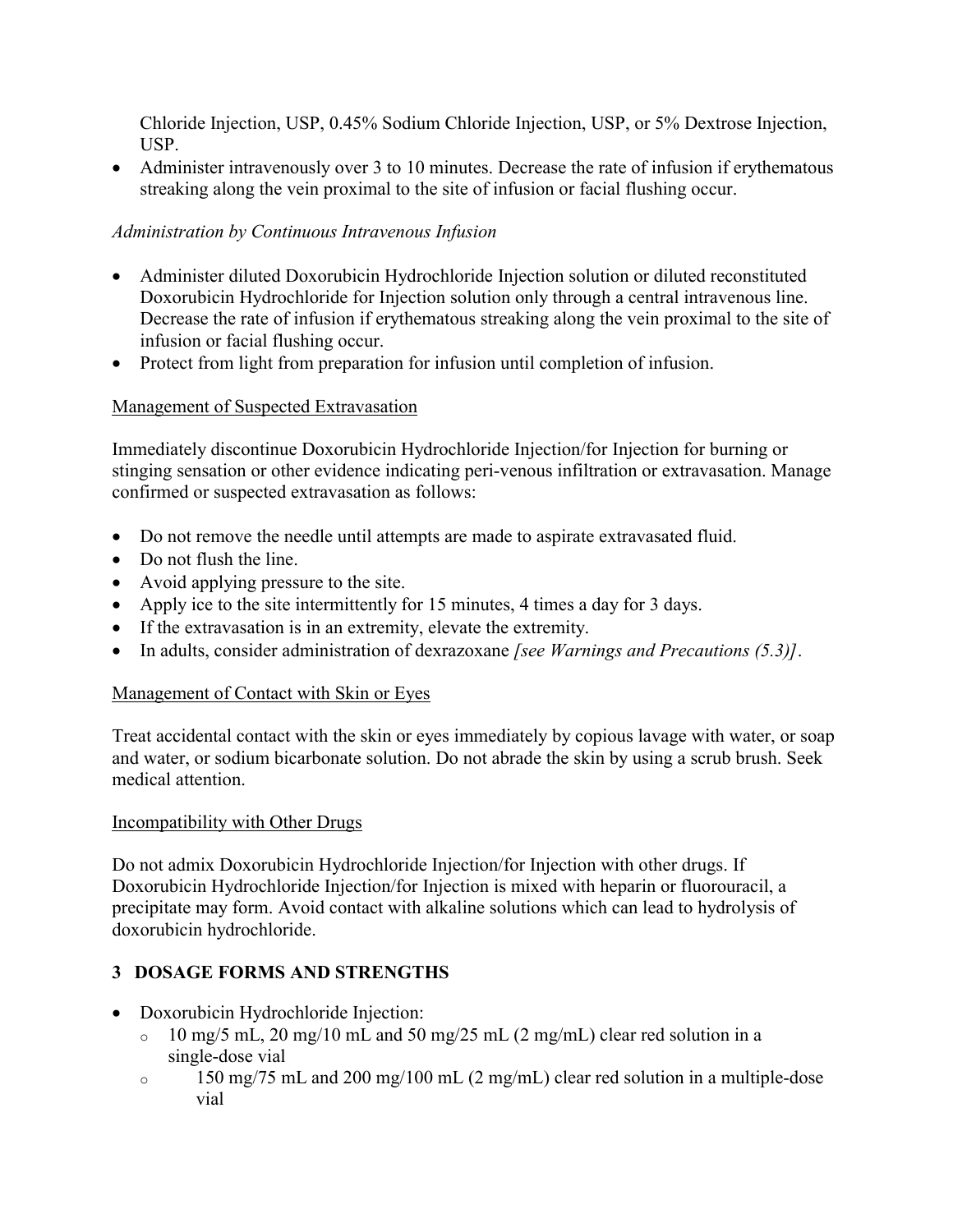Chloride Injection, USP, 0.45% Sodium Chloride Injection, USP, or 5% Dextrose Injection, USP.

- Administer intravenously over 3 to 10 minutes. Decrease the rate of infusion if erythematous streaking along the vein proximal to the site of infusion or facial flushing occur.

*Administration by Continuous Intravenous Infusion*

- Administer diluted Doxorubicin Hydrochloride Injection solution or diluted reconstituted Doxorubicin Hydrochloride for Injection solution only through a central intravenous line. Decrease the rate of infusion if erythematous streaking along the vein proximal to the site of infusion or facial flushing occur.
- Protect from light from preparation for infusion until completion of infusion.

Management of Suspected Extravasation

Immediately discontinue Doxorubicin Hydrochloride Injection/for Injection for burning or stinging sensation or other evidence indicating peri-venous infiltration or extravasation. Manage confirmed or suspected extravasation as follows:

- Do not remove the needle until attempts are made to aspirate extravasated fluid.
- Do not flush the line.
- Avoid applying pressure to the site.
- Apply ice to the site intermittently for 15 minutes, 4 times a day for 3 days.
- If the extravasation is in an extremity, elevate the extremity.
- In adults, consider administration of dexrazoxane *[see Warnings and Precautions (5.3)]*.

Management of Contact with Skin or Eyes

Treat accidental contact with the skin or eyes immediately by copious lavage with water, or soap and water, or sodium bicarbonate solution. Do not abrade the skin by using a scrub brush. Seek medical attention.

Incompatibility with Other Drugs

Do not admix Doxorubicin Hydrochloride Injection/for Injection with other drugs. If Doxorubicin Hydrochloride Injection/for Injection is mixed with heparin or fluorouracil, a precipitate may form. Avoid contact with alkaline solutions which can lead to hydrolysis of doxorubicin hydrochloride.

## 3 DOSAGE FORMS AND STRENGTHS

- Doxorubicin Hydrochloride Injection:
  - 10 mg/5 mL, 20 mg/10 mL and 50 mg/25 mL (2 mg/mL) clear red solution in a single-dose vial
  - 150 mg/75 mL and 200 mg/100 mL (2 mg/mL) clear red solution in a multiple-dose vial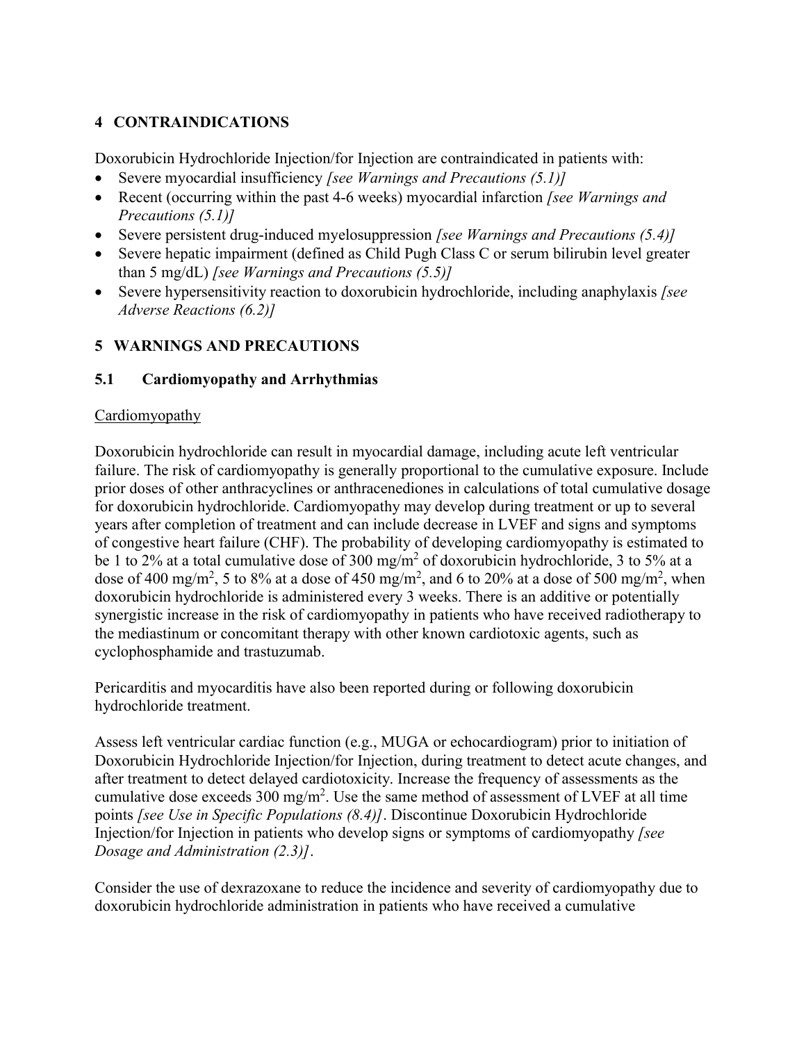## 4 CONTRAINDICATIONS

Doxorubicin Hydrochloride Injection/for Injection are contraindicated in patients with:

- Severe myocardial insufficiency *[see Warnings and Precautions (5.1)]*
- Recent (occurring within the past 4-6 weeks) myocardial infarction *[see Warnings and Precautions (5.1)]*
- Severe persistent drug-induced myelosuppression *[see Warnings and Precautions (5.4)]*
- Severe hepatic impairment (defined as Child Pugh Class C or serum bilirubin level greater than 5 mg/dL) *[see Warnings and Precautions (5.5)]*
- Severe hypersensitivity reaction to doxorubicin hydrochloride, including anaphylaxis *[see Adverse Reactions (6.2)]*

## 5 WARNINGS AND PRECAUTIONS

### 5.1 Cardiomyopathy and Arrhythmias

Cardiomyopathy

Doxorubicin hydrochloride can result in myocardial damage, including acute left ventricular failure. The risk of cardiomyopathy is generally proportional to the cumulative exposure. Include prior doses of other anthracyclines or anthracenediones in calculations of total cumulative dosage for doxorubicin hydrochloride. Cardiomyopathy may develop during treatment or up to several years after completion of treatment and can include decrease in LVEF and signs and symptoms of congestive heart failure (CHF). The probability of developing cardiomyopathy is estimated to be 1 to 2% at a total cumulative dose of 300 mg/m$^2$ of doxorubicin hydrochloride, 3 to 5% at a dose of 400 mg/m$^2$, 5 to 8% at a dose of 450 mg/m$^2$, and 6 to 20% at a dose of 500 mg/m$^2$, when doxorubicin hydrochloride is administered every 3 weeks. There is an additive or potentially synergistic increase in the risk of cardiomyopathy in patients who have received radiotherapy to the mediastinum or concomitant therapy with other known cardiotoxic agents, such as cyclophosphamide and trastuzumab.

Pericarditis and myocarditis have also been reported during or following doxorubicin hydrochloride treatment.

Assess left ventricular cardiac function (e.g., MUGA or echocardiogram) prior to initiation of Doxorubicin Hydrochloride Injection/for Injection, during treatment to detect acute changes, and after treatment to detect delayed cardiotoxicity. Increase the frequency of assessments as the cumulative dose exceeds 300 mg/m$^2$. Use the same method of assessment of LVEF at all time points *[see Use in Specific Populations (8.4)]*. Discontinue Doxorubicin Hydrochloride Injection/for Injection in patients who develop signs or symptoms of cardiomyopathy *[see Dosage and Administration (2.3)]*.

Consider the use of dexrazoxane to reduce the incidence and severity of cardiomyopathy due to doxorubicin hydrochloride administration in patients who have received a cumulative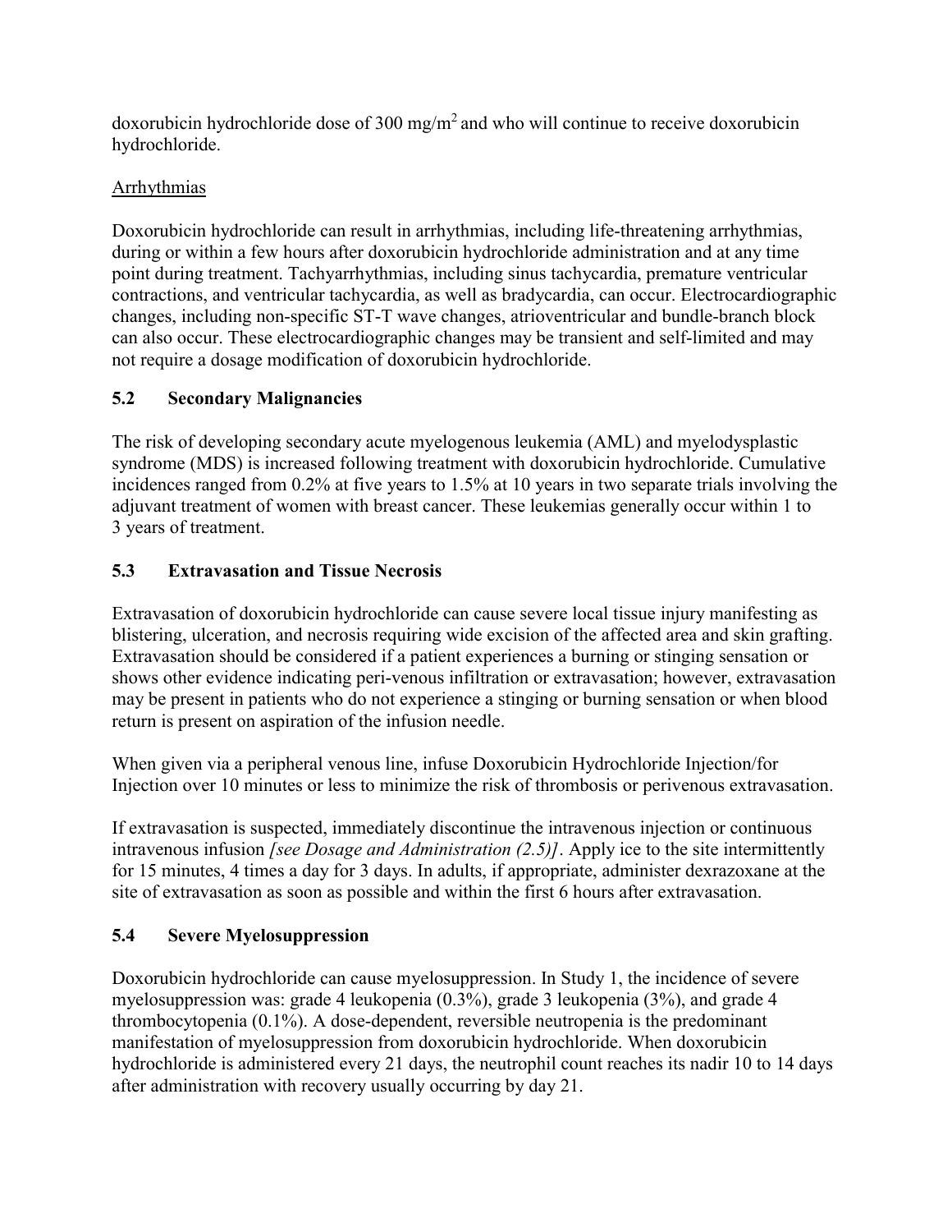doxorubicin hydrochloride dose of 300 mg/$m^2$ and who will continue to receive doxorubicin hydrochloride.

Arrhythmias

Doxorubicin hydrochloride can result in arrhythmias, including life-threatening arrhythmias, during or within a few hours after doxorubicin hydrochloride administration and at any time point during treatment. Tachyarrhythmias, including sinus tachycardia, premature ventricular contractions, and ventricular tachycardia, as well as bradycardia, can occur. Electrocardiographic changes, including non-specific ST-T wave changes, atrioventricular and bundle-branch block can also occur. These electrocardiographic changes may be transient and self-limited and may not require a dosage modification of doxorubicin hydrochloride.

### 5.2 Secondary Malignancies

The risk of developing secondary acute myelogenous leukemia (AML) and myelodysplastic syndrome (MDS) is increased following treatment with doxorubicin hydrochloride. Cumulative incidences ranged from 0.2% at five years to 1.5% at 10 years in two separate trials involving the adjuvant treatment of women with breast cancer. These leukemias generally occur within 1 to 3 years of treatment.

### 5.3 Extravasation and Tissue Necrosis

Extravasation of doxorubicin hydrochloride can cause severe local tissue injury manifesting as blistering, ulceration, and necrosis requiring wide excision of the affected area and skin grafting. Extravasation should be considered if a patient experiences a burning or stinging sensation or shows other evidence indicating peri-venous infiltration or extravasation; however, extravasation may be present in patients who do not experience a stinging or burning sensation or when blood return is present on aspiration of the infusion needle.

When given via a peripheral venous line, infuse Doxorubicin Hydrochloride Injection/for Injection over 10 minutes or less to minimize the risk of thrombosis or perivenous extravasation.

If extravasation is suspected, immediately discontinue the intravenous injection or continuous intravenous infusion *[see Dosage and Administration (2.5)]*. Apply ice to the site intermittently for 15 minutes, 4 times a day for 3 days. In adults, if appropriate, administer dexrazoxane at the site of extravasation as soon as possible and within the first 6 hours after extravasation.

### 5.4 Severe Myelosuppression

Doxorubicin hydrochloride can cause myelosuppression. In Study 1, the incidence of severe myelosuppression was: grade 4 leukopenia (0.3%), grade 3 leukopenia (3%), and grade 4 thrombocytopenia (0.1%). A dose-dependent, reversible neutropenia is the predominant manifestation of myelosuppression from doxorubicin hydrochloride. When doxorubicin hydrochloride is administered every 21 days, the neutrophil count reaches its nadir 10 to 14 days after administration with recovery usually occurring by day 21.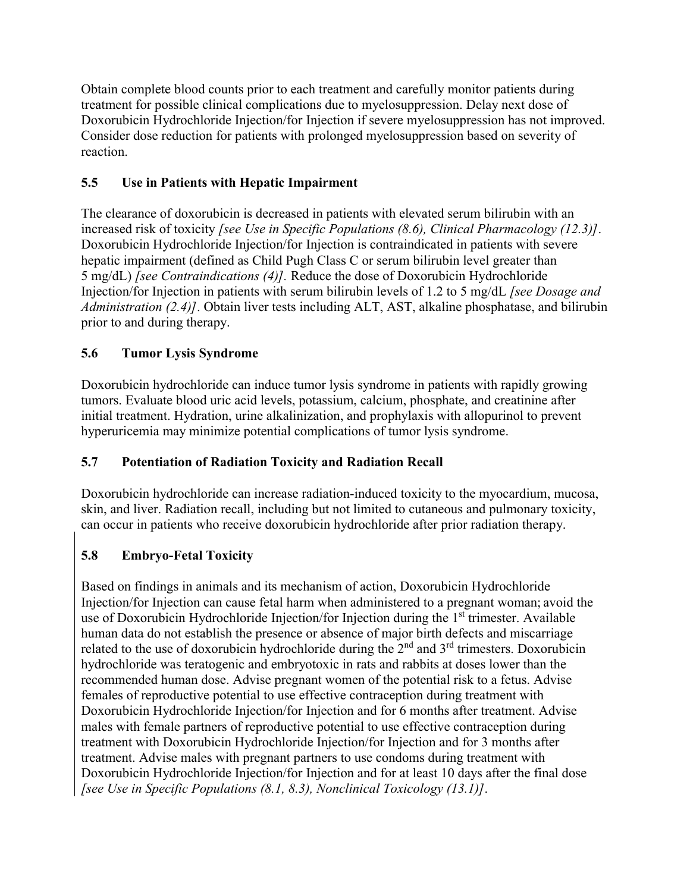Obtain complete blood counts prior to each treatment and carefully monitor patients during treatment for possible clinical complications due to myelosuppression. Delay next dose of Doxorubicin Hydrochloride Injection/for Injection if severe myelosuppression has not improved. Consider dose reduction for patients with prolonged myelosuppression based on severity of reaction.

### 5.5 Use in Patients with Hepatic Impairment

The clearance of doxorubicin is decreased in patients with elevated serum bilirubin with an increased risk of toxicity *[see Use in Specific Populations (8.6), Clinical Pharmacology (12.3)]*. Doxorubicin Hydrochloride Injection/for Injection is contraindicated in patients with severe hepatic impairment (defined as Child Pugh Class C or serum bilirubin level greater than 5 mg/dL) *[see Contraindications (4)].* Reduce the dose of Doxorubicin Hydrochloride Injection/for Injection in patients with serum bilirubin levels of 1.2 to 5 mg/dL *[see Dosage and Administration (2.4)]*. Obtain liver tests including ALT, AST, alkaline phosphatase, and bilirubin prior to and during therapy.

### 5.6 Tumor Lysis Syndrome

Doxorubicin hydrochloride can induce tumor lysis syndrome in patients with rapidly growing tumors. Evaluate blood uric acid levels, potassium, calcium, phosphate, and creatinine after initial treatment. Hydration, urine alkalinization, and prophylaxis with allopurinol to prevent hyperuricemia may minimize potential complications of tumor lysis syndrome.

### 5.7 Potentiation of Radiation Toxicity and Radiation Recall

Doxorubicin hydrochloride can increase radiation-induced toxicity to the myocardium, mucosa, skin, and liver. Radiation recall, including but not limited to cutaneous and pulmonary toxicity, can occur in patients who receive doxorubicin hydrochloride after prior radiation therapy.

### 5.8 Embryo-Fetal Toxicity

Based on findings in animals and its mechanism of action, Doxorubicin Hydrochloride Injection/for Injection can cause fetal harm when administered to a pregnant woman; avoid the use of Doxorubicin Hydrochloride Injection/for Injection during the 1st trimester. Available human data do not establish the presence or absence of major birth defects and miscarriage related to the use of doxorubicin hydrochloride during the 2nd and 3rd trimesters. Doxorubicin hydrochloride was teratogenic and embryotoxic in rats and rabbits at doses lower than the recommended human dose. Advise pregnant women of the potential risk to a fetus. Advise females of reproductive potential to use effective contraception during treatment with Doxorubicin Hydrochloride Injection/for Injection and for 6 months after treatment. Advise males with female partners of reproductive potential to use effective contraception during treatment with Doxorubicin Hydrochloride Injection/for Injection and for 3 months after treatment. Advise males with pregnant partners to use condoms during treatment with Doxorubicin Hydrochloride Injection/for Injection and for at least 10 days after the final dose *[see Use in Specific Populations (8.1, 8.3), Nonclinical Toxicology (13.1)]*.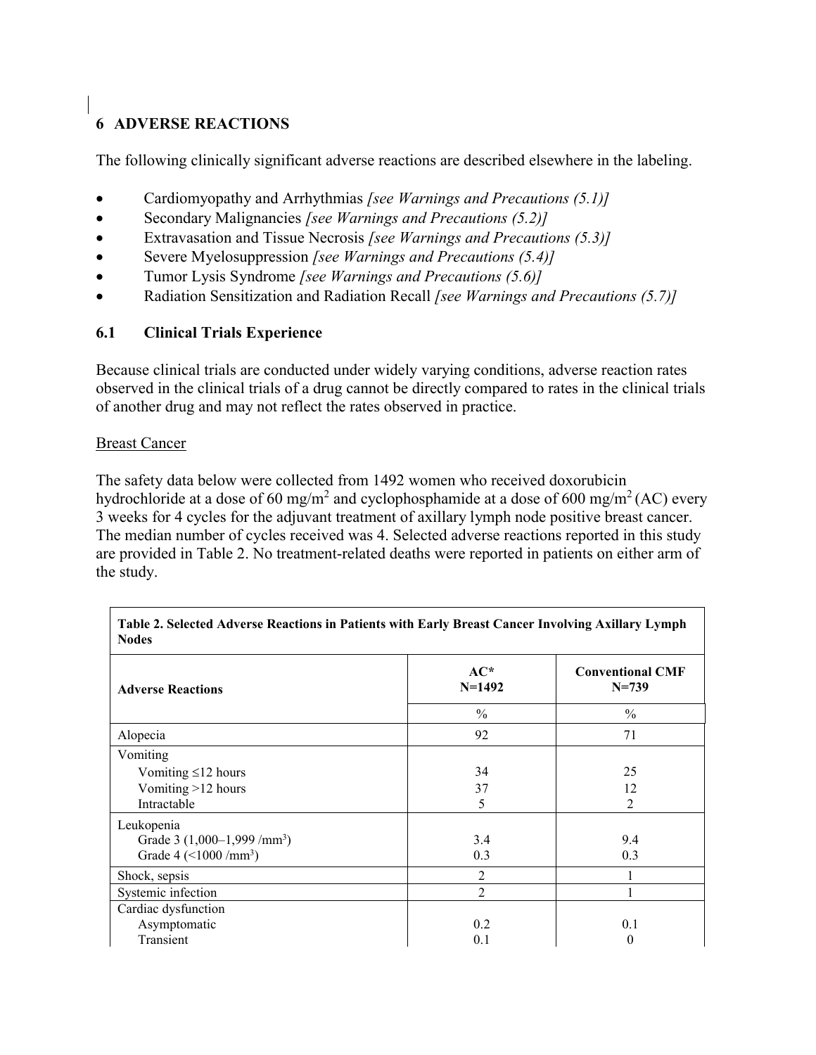## 6 ADVERSE REACTIONS

The following clinically significant adverse reactions are described elsewhere in the labeling.

- Cardiomyopathy and Arrhythmias *[see Warnings and Precautions (5.1)]*
- Secondary Malignancies *[see Warnings and Precautions (5.2)]*
- Extravasation and Tissue Necrosis *[see Warnings and Precautions (5.3)]*
- Severe Myelosuppression *[see Warnings and Precautions (5.4)]*
- Tumor Lysis Syndrome *[see Warnings and Precautions (5.6)]*
- Radiation Sensitization and Radiation Recall *[see Warnings and Precautions (5.7)]*

### 6.1 Clinical Trials Experience

Because clinical trials are conducted under widely varying conditions, adverse reaction rates observed in the clinical trials of a drug cannot be directly compared to rates in the clinical trials of another drug and may not reflect the rates observed in practice.

Breast Cancer

The safety data below were collected from 1492 women who received doxorubicin hydrochloride at a dose of 60 $mg/m^2$ and cyclophosphamide at a dose of 600 $mg/m^2$ (AC) every 3 weeks for 4 cycles for the adjuvant treatment of axillary lymph node positive breast cancer. The median number of cycles received was 4. Selected adverse reactions reported in this study are provided in Table 2. No treatment-related deaths were reported in patients on either arm of the study.

**Table 2. Selected Adverse Reactions in Patients with Early Breast Cancer Involving Axillary Lymph Nodes**

| Adverse Reactions | AC* N=1492 | Conventional CMF N=739 |
|---|---|---|
| | % | % |
| Alopecia | 92 | 71 |
| Vomiting | | |
| Vomiting ≤12 hours | 34 | 25 |
| Vomiting >12 hours | 37 | 12 |
| Intractable | 5 | 2 |
| Leukopenia | | |
| Grade 3 (1,000–1,999 /$mm^3$) | 3.4 | 9.4 |
| Grade 4 (<1000 /$mm^3$) | 0.3 | 0.3 |
| Shock, sepsis | 2 | 1 |
| Systemic infection | 2 | 1 |
| Cardiac dysfunction | | |
| Asymptomatic | 0.2 | 0.1 |
| Transient | 0.1 | 0 |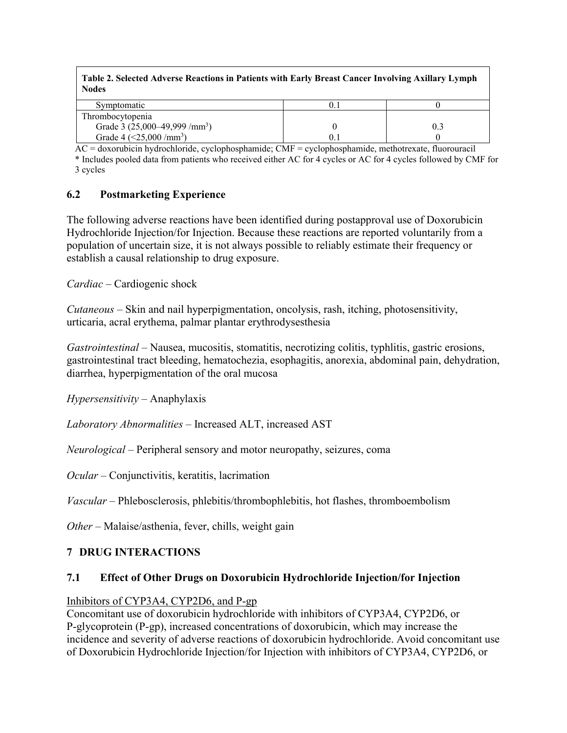| Table 2. Selected Adverse Reactions in Patients with Early Breast Cancer Involving Axillary Lymph Nodes | | |
|---|---|---|
| Symptomatic | 0.1 | 0 |
| Thrombocytopenia | | |
| Grade 3 (25,000–49,999 /mm$^3$) | 0 | 0.3 |
| Grade 4 (<25,000 /mm$^3$) | 0.1 | 0 |

AC = doxorubicin hydrochloride, cyclophosphamide; CMF = cyclophosphamide, methotrexate, fluorouracil
* Includes pooled data from patients who received either AC for 4 cycles or AC for 4 cycles followed by CMF for 3 cycles

## 6.2 Postmarketing Experience

The following adverse reactions have been identified during postapproval use of Doxorubicin Hydrochloride Injection/for Injection. Because these reactions are reported voluntarily from a population of uncertain size, it is not always possible to reliably estimate their frequency or establish a causal relationship to drug exposure.

*Cardiac* – Cardiogenic shock

*Cutaneous* – Skin and nail hyperpigmentation, oncolysis, rash, itching, photosensitivity, urticaria, acral erythema, palmar plantar erythrodysesthesia

*Gastrointestinal* – Nausea, mucositis, stomatitis, necrotizing colitis, typhlitis, gastric erosions, gastrointestinal tract bleeding, hematochezia, esophagitis, anorexia, abdominal pain, dehydration, diarrhea, hyperpigmentation of the oral mucosa

*Hypersensitivity* – Anaphylaxis

*Laboratory Abnormalities* – Increased ALT, increased AST

*Neurological* – Peripheral sensory and motor neuropathy, seizures, coma

*Ocular* – Conjunctivitis, keratitis, lacrimation

*Vascular* – Phlebosclerosis, phlebitis/thrombophlebitis, hot flashes, thromboembolism

*Other* – Malaise/asthenia, fever, chills, weight gain

# 7 DRUG INTERACTIONS

## 7.1 Effect of Other Drugs on Doxorubicin Hydrochloride Injection/for Injection

Inhibitors of CYP3A4, CYP2D6, and P-gp

Concomitant use of doxorubicin hydrochloride with inhibitors of CYP3A4, CYP2D6, or P-glycoprotein (P-gp), increased concentrations of doxorubicin, which may increase the incidence and severity of adverse reactions of doxorubicin hydrochloride. Avoid concomitant use of Doxorubicin Hydrochloride Injection/for Injection with inhibitors of CYP3A4, CYP2D6, or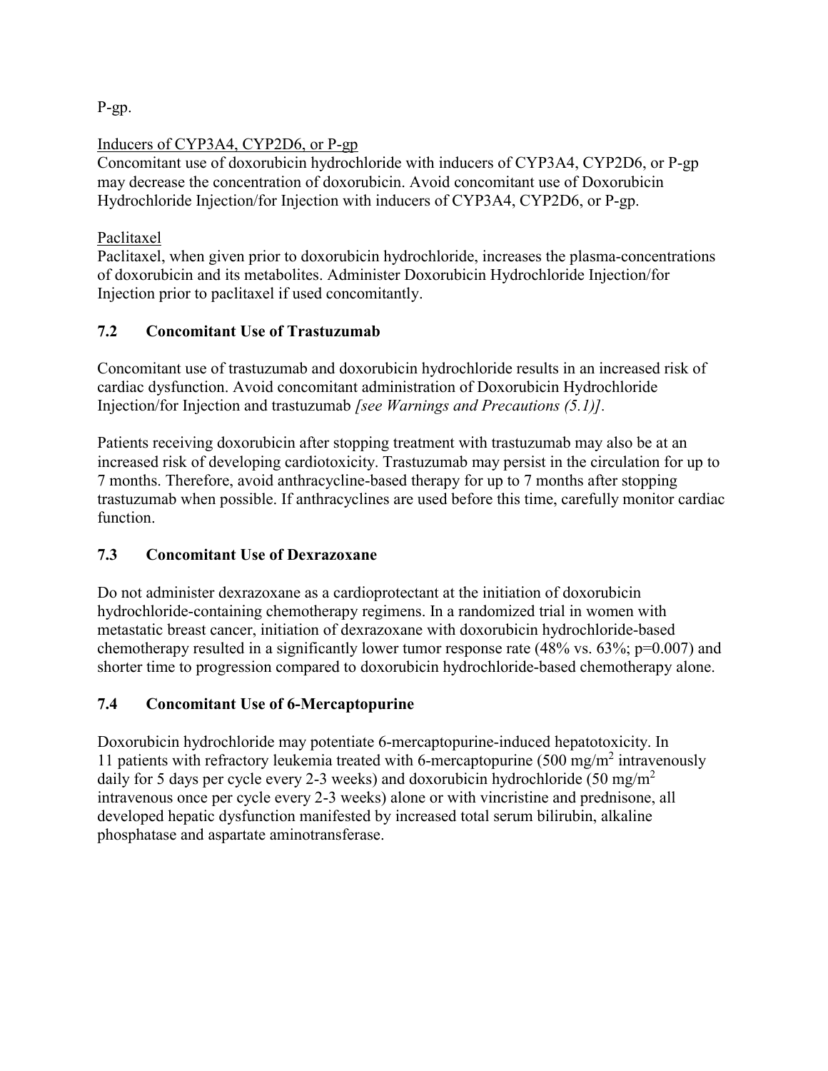P-gp.

Inducers of CYP3A4, CYP2D6, or P-gp

Concomitant use of doxorubicin hydrochloride with inducers of CYP3A4, CYP2D6, or P-gp may decrease the concentration of doxorubicin. Avoid concomitant use of Doxorubicin Hydrochloride Injection/for Injection with inducers of CYP3A4, CYP2D6, or P-gp.

Paclitaxel

Paclitaxel, when given prior to doxorubicin hydrochloride, increases the plasma-concentrations of doxorubicin and its metabolites. Administer Doxorubicin Hydrochloride Injection/for Injection prior to paclitaxel if used concomitantly.

### 7.2 Concomitant Use of Trastuzumab

Concomitant use of trastuzumab and doxorubicin hydrochloride results in an increased risk of cardiac dysfunction. Avoid concomitant administration of Doxorubicin Hydrochloride Injection/for Injection and trastuzumab *[see Warnings and Precautions (5.1)]*.

Patients receiving doxorubicin after stopping treatment with trastuzumab may also be at an increased risk of developing cardiotoxicity. Trastuzumab may persist in the circulation for up to 7 months. Therefore, avoid anthracycline-based therapy for up to 7 months after stopping trastuzumab when possible. If anthracyclines are used before this time, carefully monitor cardiac function.

### 7.3 Concomitant Use of Dexrazoxane

Do not administer dexrazoxane as a cardioprotectant at the initiation of doxorubicin hydrochloride-containing chemotherapy regimens. In a randomized trial in women with metastatic breast cancer, initiation of dexrazoxane with doxorubicin hydrochloride-based chemotherapy resulted in a significantly lower tumor response rate (48% vs. 63%; p=0.007) and shorter time to progression compared to doxorubicin hydrochloride-based chemotherapy alone.

### 7.4 Concomitant Use of 6-Mercaptopurine

Doxorubicin hydrochloride may potentiate 6-mercaptopurine-induced hepatotoxicity. In 11 patients with refractory leukemia treated with 6-mercaptopurine (500 mg/m$^2$ intravenously daily for 5 days per cycle every 2-3 weeks) and doxorubicin hydrochloride (50 mg/m$^2$ intravenous once per cycle every 2-3 weeks) alone or with vincristine and prednisone, all developed hepatic dysfunction manifested by increased total serum bilirubin, alkaline phosphatase and aspartate aminotransferase.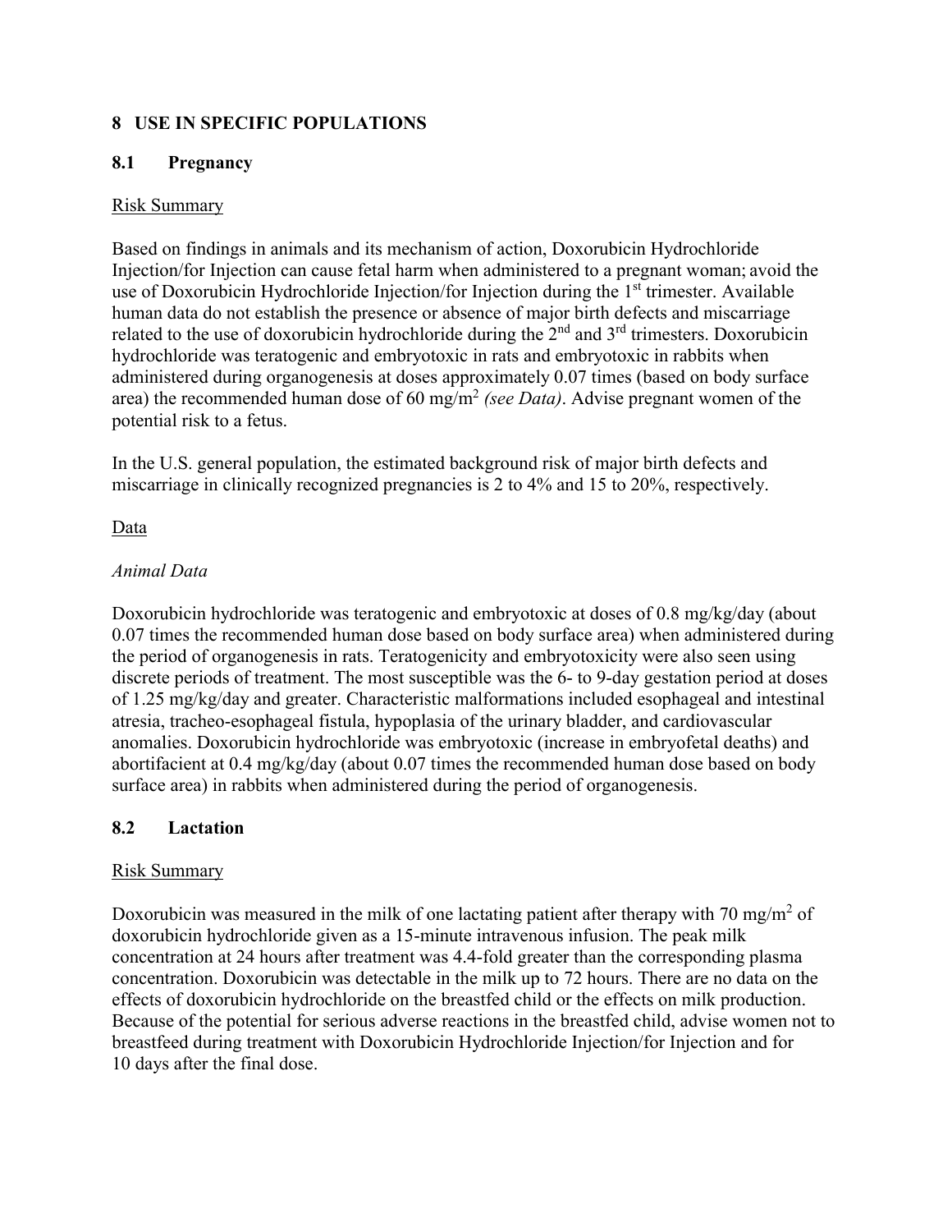# 8 USE IN SPECIFIC POPULATIONS

## 8.1 Pregnancy

Risk Summary

Based on findings in animals and its mechanism of action, Doxorubicin Hydrochloride Injection/for Injection can cause fetal harm when administered to a pregnant woman; avoid the use of Doxorubicin Hydrochloride Injection/for Injection during the 1st trimester. Available human data do not establish the presence or absence of major birth defects and miscarriage related to the use of doxorubicin hydrochloride during the 2nd and 3rd trimesters. Doxorubicin hydrochloride was teratogenic and embryotoxic in rats and embryotoxic in rabbits when administered during organogenesis at doses approximately 0.07 times (based on body surface area) the recommended human dose of 60 mg/m$^2$ *(see Data)*. Advise pregnant women of the potential risk to a fetus.

In the U.S. general population, the estimated background risk of major birth defects and miscarriage in clinically recognized pregnancies is 2 to 4% and 15 to 20%, respectively.

Data

*Animal Data*

Doxorubicin hydrochloride was teratogenic and embryotoxic at doses of 0.8 mg/kg/day (about 0.07 times the recommended human dose based on body surface area) when administered during the period of organogenesis in rats. Teratogenicity and embryotoxicity were also seen using discrete periods of treatment. The most susceptible was the 6- to 9-day gestation period at doses of 1.25 mg/kg/day and greater. Characteristic malformations included esophageal and intestinal atresia, tracheo-esophageal fistula, hypoplasia of the urinary bladder, and cardiovascular anomalies. Doxorubicin hydrochloride was embryotoxic (increase in embryofetal deaths) and abortifacient at 0.4 mg/kg/day (about 0.07 times the recommended human dose based on body surface area) in rabbits when administered during the period of organogenesis.

## 8.2 Lactation

Risk Summary

Doxorubicin was measured in the milk of one lactating patient after therapy with 70 mg/m$^2$ of doxorubicin hydrochloride given as a 15-minute intravenous infusion. The peak milk concentration at 24 hours after treatment was 4.4-fold greater than the corresponding plasma concentration. Doxorubicin was detectable in the milk up to 72 hours. There are no data on the effects of doxorubicin hydrochloride on the breastfed child or the effects on milk production. Because of the potential for serious adverse reactions in the breastfed child, advise women not to breastfeed during treatment with Doxorubicin Hydrochloride Injection/for Injection and for 10 days after the final dose.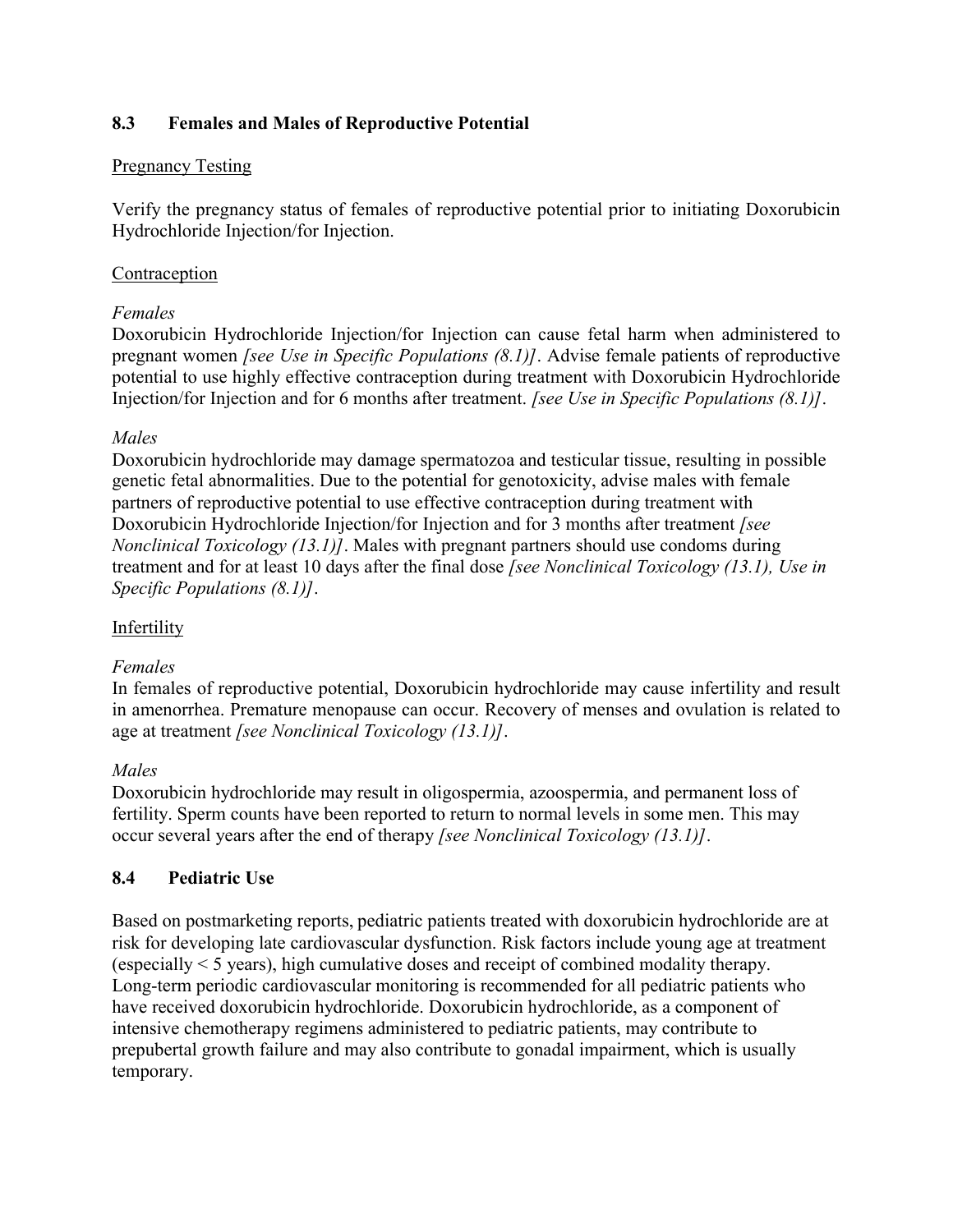## 8.3 Females and Males of Reproductive Potential

Pregnancy Testing

Verify the pregnancy status of females of reproductive potential prior to initiating Doxorubicin Hydrochloride Injection/for Injection.

Contraception

*Females*

Doxorubicin Hydrochloride Injection/for Injection can cause fetal harm when administered to pregnant women *[see Use in Specific Populations (8.1)]*. Advise female patients of reproductive potential to use highly effective contraception during treatment with Doxorubicin Hydrochloride Injection/for Injection and for 6 months after treatment. *[see Use in Specific Populations (8.1)]*.

*Males*

Doxorubicin hydrochloride may damage spermatozoa and testicular tissue, resulting in possible genetic fetal abnormalities. Due to the potential for genotoxicity, advise males with female partners of reproductive potential to use effective contraception during treatment with Doxorubicin Hydrochloride Injection/for Injection and for 3 months after treatment *[see Nonclinical Toxicology (13.1)]*. Males with pregnant partners should use condoms during treatment and for at least 10 days after the final dose *[see Nonclinical Toxicology (13.1), Use in Specific Populations (8.1)]*.

Infertility

*Females*

In females of reproductive potential, Doxorubicin hydrochloride may cause infertility and result in amenorrhea. Premature menopause can occur. Recovery of menses and ovulation is related to age at treatment *[see Nonclinical Toxicology (13.1)]*.

*Males*

Doxorubicin hydrochloride may result in oligospermia, azoospermia, and permanent loss of fertility. Sperm counts have been reported to return to normal levels in some men. This may occur several years after the end of therapy *[see Nonclinical Toxicology (13.1)]*.

## 8.4 Pediatric Use

Based on postmarketing reports, pediatric patients treated with doxorubicin hydrochloride are at risk for developing late cardiovascular dysfunction. Risk factors include young age at treatment (especially < 5 years), high cumulative doses and receipt of combined modality therapy. Long-term periodic cardiovascular monitoring is recommended for all pediatric patients who have received doxorubicin hydrochloride. Doxorubicin hydrochloride, as a component of intensive chemotherapy regimens administered to pediatric patients, may contribute to prepubertal growth failure and may also contribute to gonadal impairment, which is usually temporary.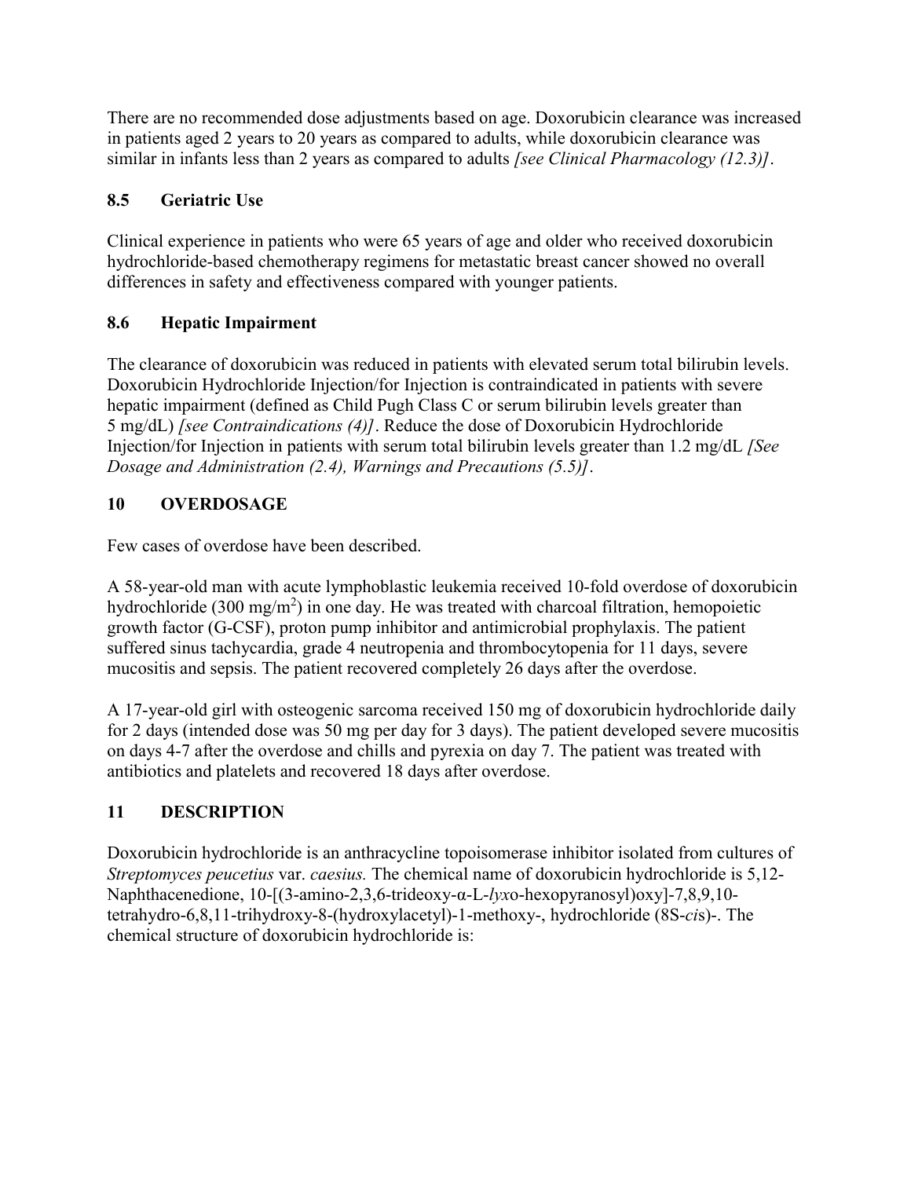There are no recommended dose adjustments based on age. Doxorubicin clearance was increased in patients aged 2 years to 20 years as compared to adults, while doxorubicin clearance was similar in infants less than 2 years as compared to adults *[see Clinical Pharmacology (12.3)]*.

### 8.5 Geriatric Use

Clinical experience in patients who were 65 years of age and older who received doxorubicin hydrochloride-based chemotherapy regimens for metastatic breast cancer showed no overall differences in safety and effectiveness compared with younger patients.

### 8.6 Hepatic Impairment

The clearance of doxorubicin was reduced in patients with elevated serum total bilirubin levels. Doxorubicin Hydrochloride Injection/for Injection is contraindicated in patients with severe hepatic impairment (defined as Child Pugh Class C or serum bilirubin levels greater than 5 mg/dL) *[see Contraindications (4)]*. Reduce the dose of Doxorubicin Hydrochloride Injection/for Injection in patients with serum total bilirubin levels greater than 1.2 mg/dL *[See Dosage and Administration (2.4), Warnings and Precautions (5.5)]*.

## 10 OVERDOSAGE

Few cases of overdose have been described.

A 58-year-old man with acute lymphoblastic leukemia received 10-fold overdose of doxorubicin hydrochloride (300 mg/m$^2$) in one day. He was treated with charcoal filtration, hemopoietic growth factor (G-CSF), proton pump inhibitor and antimicrobial prophylaxis. The patient suffered sinus tachycardia, grade 4 neutropenia and thrombocytopenia for 11 days, severe mucositis and sepsis. The patient recovered completely 26 days after the overdose.

A 17-year-old girl with osteogenic sarcoma received 150 mg of doxorubicin hydrochloride daily for 2 days (intended dose was 50 mg per day for 3 days). The patient developed severe mucositis on days 4-7 after the overdose and chills and pyrexia on day 7. The patient was treated with antibiotics and platelets and recovered 18 days after overdose.

## 11 DESCRIPTION

Doxorubicin hydrochloride is an anthracycline topoisomerase inhibitor isolated from cultures of *Streptomyces peucetius* var. *caesius.* The chemical name of doxorubicin hydrochloride is 5,12-Naphthacenedione, 10-[(3-amino-2,3,6-trideoxy-α-L-*lyx*o-hexopyranosyl)oxy]-7,8,9,10-tetrahydro-6,8,11-trihydroxy-8-(hydroxylacetyl)-1-methoxy-, hydrochloride (8S-*ci*s)-. The chemical structure of doxorubicin hydrochloride is: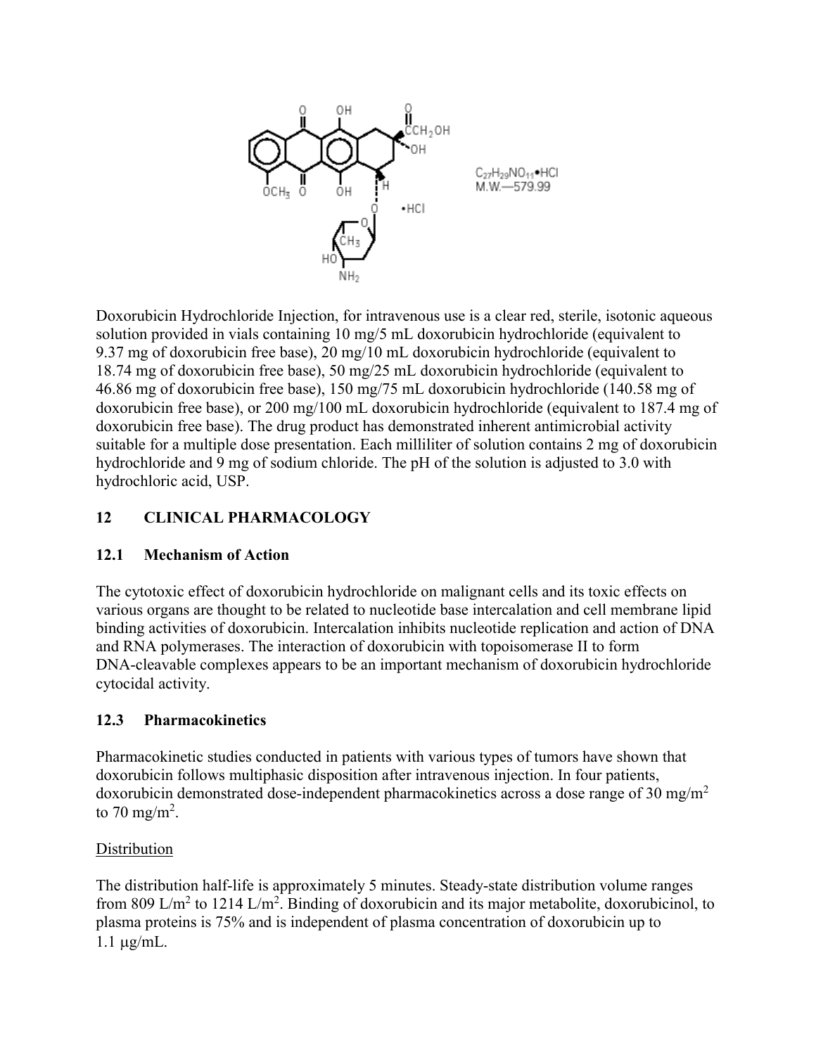$C_{27}H_{29}NO_{11}$•HCl
M.W.—579.99

Doxorubicin Hydrochloride Injection, for intravenous use is a clear red, sterile, isotonic aqueous solution provided in vials containing 10 mg/5 mL doxorubicin hydrochloride (equivalent to 9.37 mg of doxorubicin free base), 20 mg/10 mL doxorubicin hydrochloride (equivalent to 18.74 mg of doxorubicin free base), 50 mg/25 mL doxorubicin hydrochloride (equivalent to 46.86 mg of doxorubicin free base), 150 mg/75 mL doxorubicin hydrochloride (140.58 mg of doxorubicin free base), or 200 mg/100 mL doxorubicin hydrochloride (equivalent to 187.4 mg of doxorubicin free base). The drug product has demonstrated inherent antimicrobial activity suitable for a multiple dose presentation. Each milliliter of solution contains 2 mg of doxorubicin hydrochloride and 9 mg of sodium chloride. The pH of the solution is adjusted to 3.0 with hydrochloric acid, USP.

## 12 CLINICAL PHARMACOLOGY

### 12.1 Mechanism of Action

The cytotoxic effect of doxorubicin hydrochloride on malignant cells and its toxic effects on various organs are thought to be related to nucleotide base intercalation and cell membrane lipid binding activities of doxorubicin. Intercalation inhibits nucleotide replication and action of DNA and RNA polymerases. The interaction of doxorubicin with topoisomerase II to form DNA-cleavable complexes appears to be an important mechanism of doxorubicin hydrochloride cytocidal activity.

### 12.3 Pharmacokinetics

Pharmacokinetic studies conducted in patients with various types of tumors have shown that doxorubicin follows multiphasic disposition after intravenous injection. In four patients, doxorubicin demonstrated dose-independent pharmacokinetics across a dose range of 30 mg/m$^2$ to 70 mg/m$^2$.

Distribution

The distribution half-life is approximately 5 minutes. Steady-state distribution volume ranges from 809 L/m$^2$ to 1214 L/m$^2$. Binding of doxorubicin and its major metabolite, doxorubicinol, to plasma proteins is 75% and is independent of plasma concentration of doxorubicin up to 1.1 µg/mL.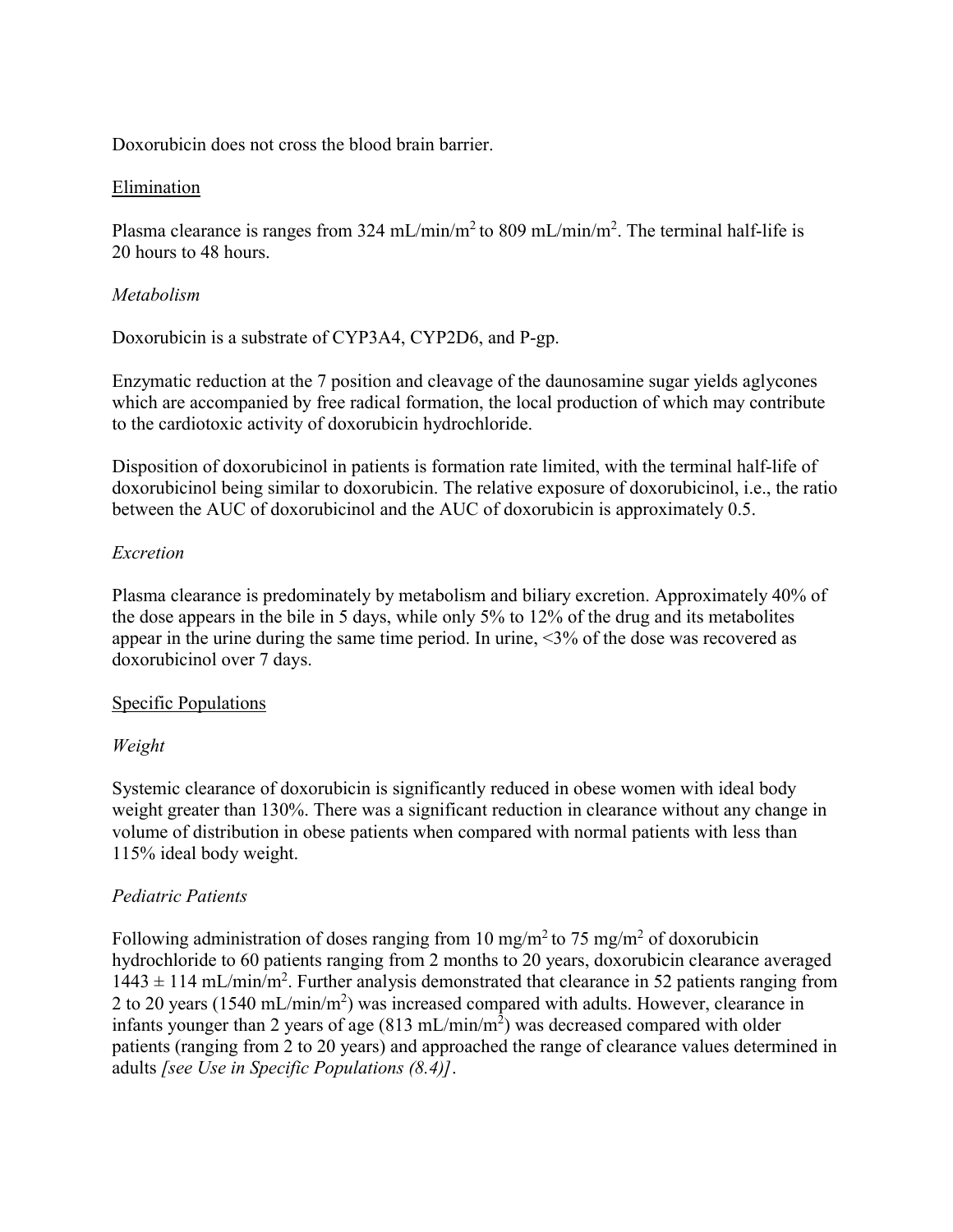Doxorubicin does not cross the blood brain barrier.

## Elimination

Plasma clearance is ranges from 324 $mL/min/m^2$ to 809 $mL/min/m^2$. The terminal half-life is 20 hours to 48 hours.

### *Metabolism*

Doxorubicin is a substrate of CYP3A4, CYP2D6, and P-gp.

Enzymatic reduction at the 7 position and cleavage of the daunosamine sugar yields aglycones which are accompanied by free radical formation, the local production of which may contribute to the cardiotoxic activity of doxorubicin hydrochloride.

Disposition of doxorubicinol in patients is formation rate limited, with the terminal half-life of doxorubicinol being similar to doxorubicin. The relative exposure of doxorubicinol, i.e., the ratio between the AUC of doxorubicinol and the AUC of doxorubicin is approximately 0.5.

### *Excretion*

Plasma clearance is predominately by metabolism and biliary excretion. Approximately 40% of the dose appears in the bile in 5 days, while only 5% to 12% of the drug and its metabolites appear in the urine during the same time period. In urine, <3% of the dose was recovered as doxorubicinol over 7 days.

## Specific Populations

### *Weight*

Systemic clearance of doxorubicin is significantly reduced in obese women with ideal body weight greater than 130%. There was a significant reduction in clearance without any change in volume of distribution in obese patients when compared with normal patients with less than 115% ideal body weight.

### *Pediatric Patients*

Following administration of doses ranging from 10 $mg/m^2$ to 75 $mg/m^2$ of doxorubicin hydrochloride to 60 patients ranging from 2 months to 20 years, doxorubicin clearance averaged $1443 \pm 114$ $mL/min/m^2$. Further analysis demonstrated that clearance in 52 patients ranging from 2 to 20 years (1540 $mL/min/m^2$) was increased compared with adults. However, clearance in infants younger than 2 years of age (813 $mL/min/m^2$) was decreased compared with older patients (ranging from 2 to 20 years) and approached the range of clearance values determined in adults *[see Use in Specific Populations (8.4)]*.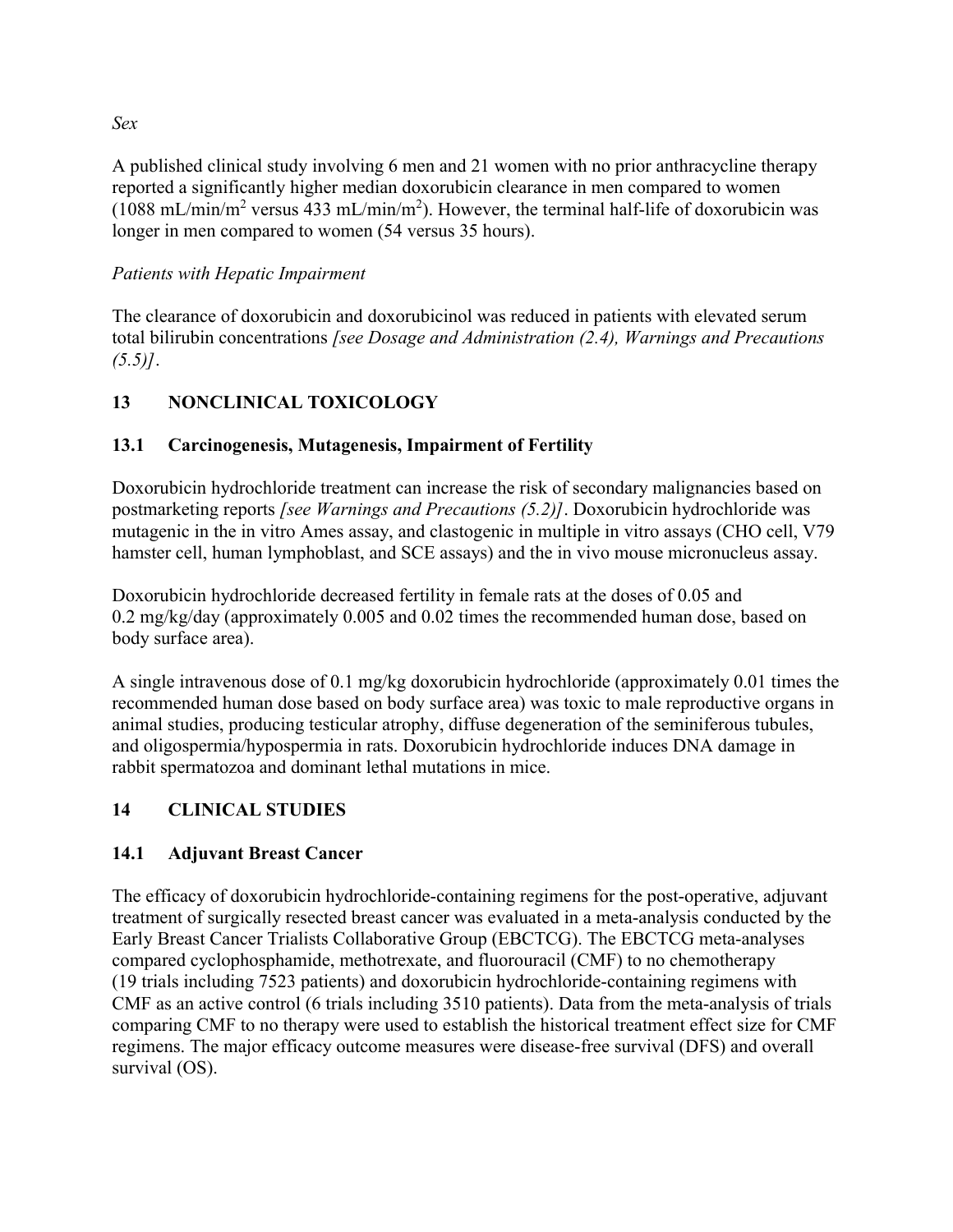*Sex*

A published clinical study involving 6 men and 21 women with no prior anthracycline therapy reported a significantly higher median doxorubicin clearance in men compared to women (1088 mL/min/$m^2$ versus 433 mL/min/$m^2$). However, the terminal half-life of doxorubicin was longer in men compared to women (54 versus 35 hours).

*Patients with Hepatic Impairment*

The clearance of doxorubicin and doxorubicinol was reduced in patients with elevated serum total bilirubin concentrations *[see Dosage and Administration (2.4), Warnings and Precautions (5.5)]*.

## 13 NONCLINICAL TOXICOLOGY

### 13.1 Carcinogenesis, Mutagenesis, Impairment of Fertility

Doxorubicin hydrochloride treatment can increase the risk of secondary malignancies based on postmarketing reports *[see Warnings and Precautions (5.2)]*. Doxorubicin hydrochloride was mutagenic in the in vitro Ames assay, and clastogenic in multiple in vitro assays (CHO cell, V79 hamster cell, human lymphoblast, and SCE assays) and the in vivo mouse micronucleus assay.

Doxorubicin hydrochloride decreased fertility in female rats at the doses of 0.05 and 0.2 mg/kg/day (approximately 0.005 and 0.02 times the recommended human dose, based on body surface area).

A single intravenous dose of 0.1 mg/kg doxorubicin hydrochloride (approximately 0.01 times the recommended human dose based on body surface area) was toxic to male reproductive organs in animal studies, producing testicular atrophy, diffuse degeneration of the seminiferous tubules, and oligospermia/hypospermia in rats. Doxorubicin hydrochloride induces DNA damage in rabbit spermatozoa and dominant lethal mutations in mice.

## 14 CLINICAL STUDIES

### 14.1 Adjuvant Breast Cancer

The efficacy of doxorubicin hydrochloride-containing regimens for the post-operative, adjuvant treatment of surgically resected breast cancer was evaluated in a meta-analysis conducted by the Early Breast Cancer Trialists Collaborative Group (EBCTCG). The EBCTCG meta-analyses compared cyclophosphamide, methotrexate, and fluorouracil (CMF) to no chemotherapy (19 trials including 7523 patients) and doxorubicin hydrochloride-containing regimens with CMF as an active control (6 trials including 3510 patients). Data from the meta-analysis of trials comparing CMF to no therapy were used to establish the historical treatment effect size for CMF regimens. The major efficacy outcome measures were disease-free survival (DFS) and overall survival (OS).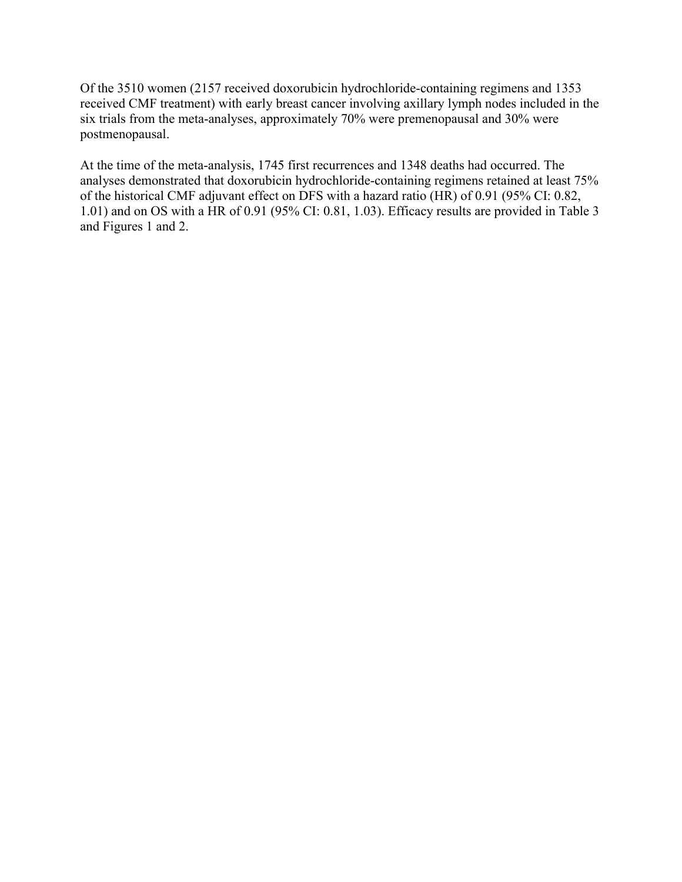Of the 3510 women (2157 received doxorubicin hydrochloride-containing regimens and 1353 received CMF treatment) with early breast cancer involving axillary lymph nodes included in the six trials from the meta-analyses, approximately 70% were premenopausal and 30% were postmenopausal.

At the time of the meta-analysis, 1745 first recurrences and 1348 deaths had occurred. The analyses demonstrated that doxorubicin hydrochloride-containing regimens retained at least 75% of the historical CMF adjuvant effect on DFS with a hazard ratio (HR) of 0.91 (95% CI: 0.82, 1.01) and on OS with a HR of 0.91 (95% CI: 0.81, 1.03). Efficacy results are provided in Table 3 and Figures 1 and 2.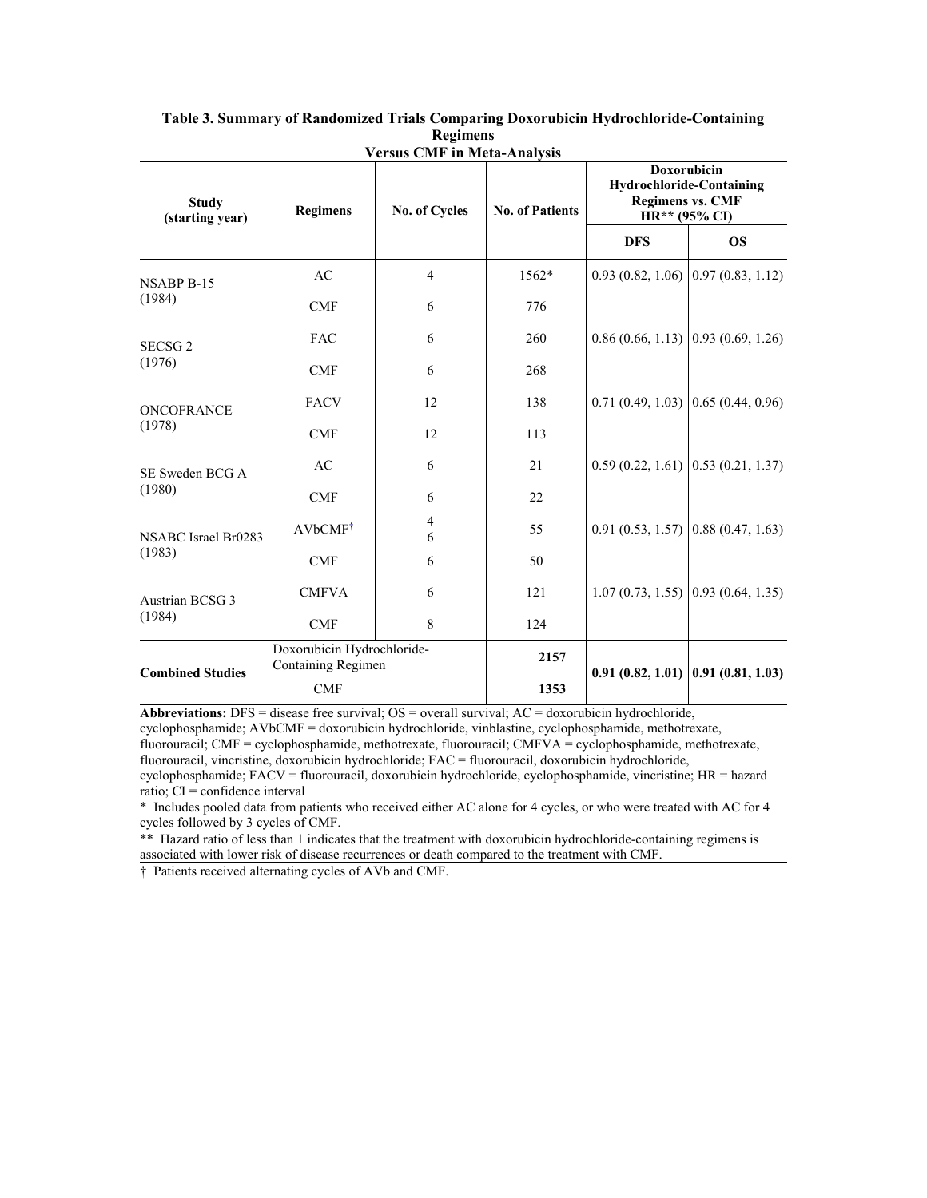**Table 3. Summary of Randomized Trials Comparing Doxorubicin Hydrochloride-Containing Regimens Versus CMF in Meta-Analysis**

| Study (starting year) | Regimens | No. of Cycles | No. of Patients | Doxorubicin Hydrochloride-Containing Regimens vs. CMF HR** (95% CI) | |
|---|---|---|---|---|---|
| | | | | **DFS** | **OS** |
| NSABP B-15 (1984) | AC | 4 | 1562* | 0.93 (0.82, 1.06) | 0.97 (0.83, 1.12) |
| | CMF | 6 | 776 | | |
| SECSG 2 (1976) | FAC | 6 | 260 | 0.86 (0.66, 1.13) | 0.93 (0.69, 1.26) |
| | CMF | 6 | 268 | | |
| ONCOFRANCE (1978) | FACV | 12 | 138 | 0.71 (0.49, 1.03) | 0.65 (0.44, 0.96) |
| | CMF | 12 | 113 | | |
| SE Sweden BCG A (1980) | AC | 6 | 21 | 0.59 (0.22, 1.61) | 0.53 (0.21, 1.37) |
| | CMF | 6 | 22 | | |
| NSABC Israel Br0283 (1983) | AVbCMF† | 4<br>6 | 55 | 0.91 (0.53, 1.57) | 0.88 (0.47, 1.63) |
| | CMF | 6 | 50 | | |
| Austrian BCSG 3 (1984) | CMFVA | 6 | 121 | 1.07 (0.73, 1.55) | 0.93 (0.64, 1.35) |
| | CMF | 8 | 124 | | |
| **Combined Studies** | Doxorubicin Hydrochloride-Containing Regimen | | **2157** | **0.91 (0.82, 1.01)** | **0.91 (0.81, 1.03)** |
| | CMF | | **1353** | | |

**Abbreviations:** DFS = disease free survival; OS = overall survival; AC = doxorubicin hydrochloride, cyclophosphamide; AVbCMF = doxorubicin hydrochloride, vinblastine, cyclophosphamide, methotrexate, fluorouracil; CMF = cyclophosphamide, methotrexate, fluorouracil; CMFVA = cyclophosphamide, methotrexate, fluorouracil, vincristine, doxorubicin hydrochloride; FAC = fluorouracil, doxorubicin hydrochloride, cyclophosphamide; FACV = fluorouracil, doxorubicin hydrochloride, cyclophosphamide, vincristine; HR = hazard ratio; CI = confidence interval

\* Includes pooled data from patients who received either AC alone for 4 cycles, or who were treated with AC for 4 cycles followed by 3 cycles of CMF.

** Hazard ratio of less than 1 indicates that the treatment with doxorubicin hydrochloride-containing regimens is associated with lower risk of disease recurrences or death compared to the treatment with CMF.

† Patients received alternating cycles of AVb and CMF.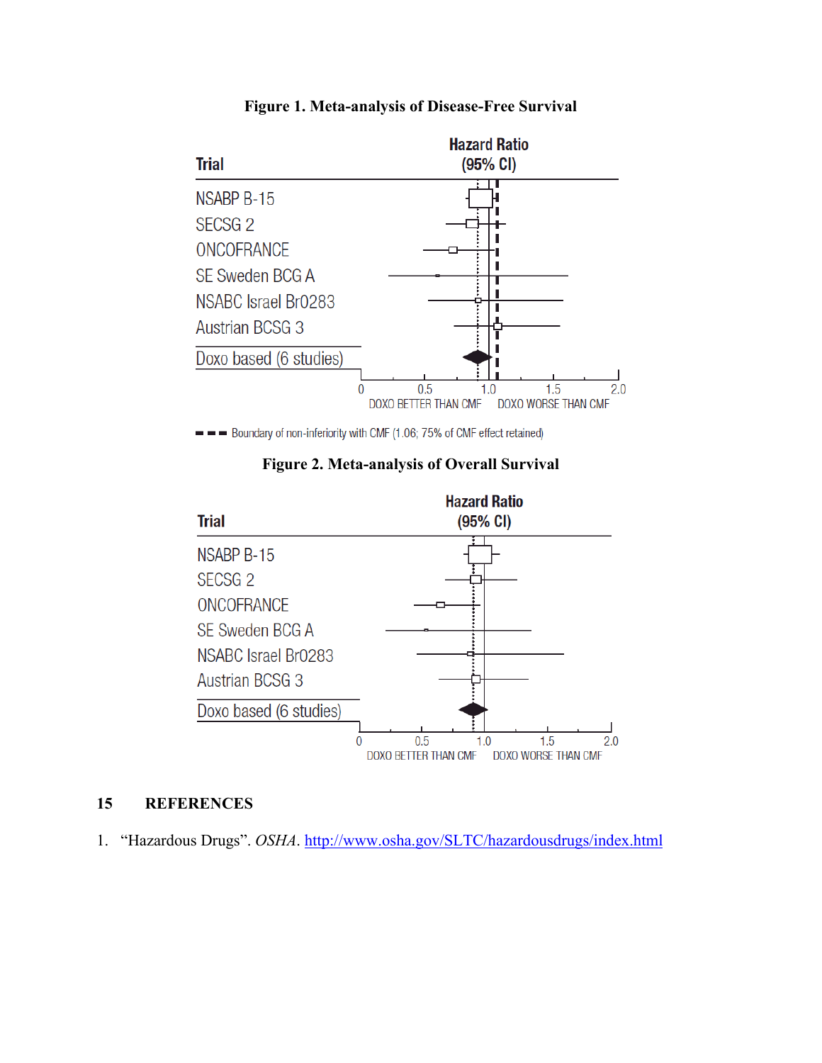**Figure 1. Meta-analysis of Disease-Free Survival**

| Trial | Hazard Ratio (95% CI) |
|---|---|
| NSABP B-15 | |
| SECSG 2 | |
| ONCOFRANCE | |
| SE Sweden BCG A | |
| NSABC Israel Br0283 | |
| Austrian BCSG 3 | |
| Doxo based (6 studies) | |

Axis: 0, 0.5, 1.0, 1.5, 2.0 — DOXO BETTER THAN CMF / DOXO WORSE THAN CMF

Boundary of non-inferiority with CMF (1.06; 75% of CMF effect retained)

**Figure 2. Meta-analysis of Overall Survival**

| Trial | Hazard Ratio (95% CI) |
|---|---|
| NSABP B-15 | |
| SECSG 2 | |
| ONCOFRANCE | |
| SE Sweden BCG A | |
| NSABC Israel Br0283 | |
| Austrian BCSG 3 | |
| Doxo based (6 studies) | |

Axis: 0, 0.5, 1.0, 1.5, 2.0 — DOXO BETTER THAN CMF / DOXO WORSE THAN CMF

## 15 REFERENCES

1. "Hazardous Drugs". *OSHA*. http://www.osha.gov/SLTC/hazardousdrugs/index.html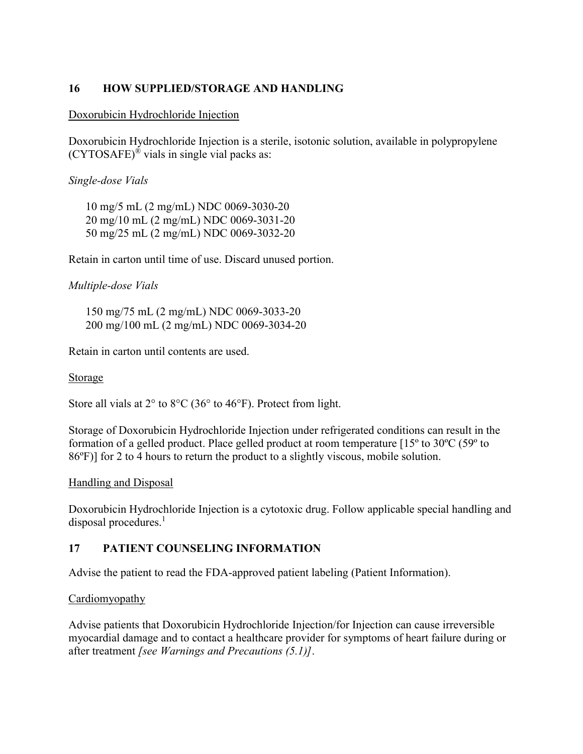## 16 HOW SUPPLIED/STORAGE AND HANDLING

Doxorubicin Hydrochloride Injection

Doxorubicin Hydrochloride Injection is a sterile, isotonic solution, available in polypropylene (CYTOSAFE)® vials in single vial packs as:

*Single-dose Vials*

10 mg/5 mL (2 mg/mL) NDC 0069-3030-20
20 mg/10 mL (2 mg/mL) NDC 0069-3031-20
50 mg/25 mL (2 mg/mL) NDC 0069-3032-20

Retain in carton until time of use. Discard unused portion.

*Multiple-dose Vials*

150 mg/75 mL (2 mg/mL) NDC 0069-3033-20
200 mg/100 mL (2 mg/mL) NDC 0069-3034-20

Retain in carton until contents are used.

Storage

Store all vials at 2° to 8°C (36° to 46°F). Protect from light.

Storage of Doxorubicin Hydrochloride Injection under refrigerated conditions can result in the formation of a gelled product. Place gelled product at room temperature [15º to 30ºC (59º to 86ºF)] for 2 to 4 hours to return the product to a slightly viscous, mobile solution.

Handling and Disposal

Doxorubicin Hydrochloride Injection is a cytotoxic drug. Follow applicable special handling and disposal procedures.[1]

## 17 PATIENT COUNSELING INFORMATION

Advise the patient to read the FDA-approved patient labeling (Patient Information).

Cardiomyopathy

Advise patients that Doxorubicin Hydrochloride Injection/for Injection can cause irreversible myocardial damage and to contact a healthcare provider for symptoms of heart failure during or after treatment *[see Warnings and Precautions (5.1)]*.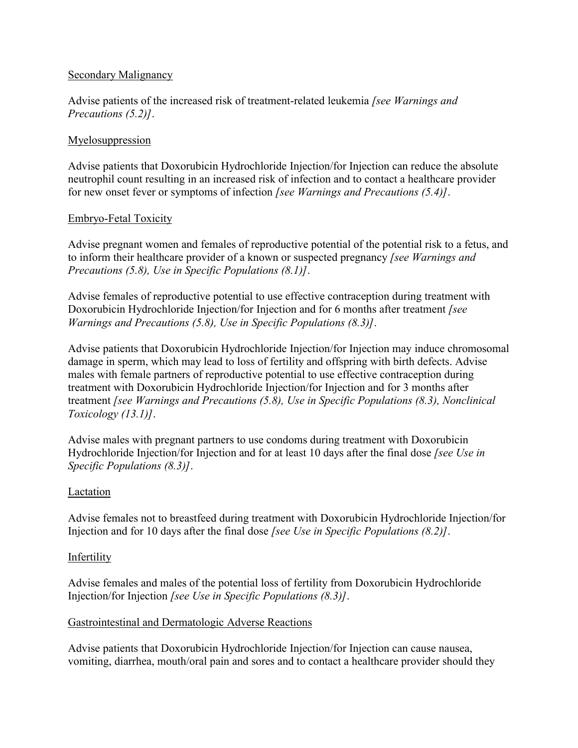Secondary Malignancy

Advise patients of the increased risk of treatment-related leukemia *[see Warnings and Precautions (5.2)]*.

Myelosuppression

Advise patients that Doxorubicin Hydrochloride Injection/for Injection can reduce the absolute neutrophil count resulting in an increased risk of infection and to contact a healthcare provider for new onset fever or symptoms of infection *[see Warnings and Precautions (5.4)]*.

Embryo-Fetal Toxicity

Advise pregnant women and females of reproductive potential of the potential risk to a fetus, and to inform their healthcare provider of a known or suspected pregnancy *[see Warnings and Precautions (5.8), Use in Specific Populations (8.1)]*.

Advise females of reproductive potential to use effective contraception during treatment with Doxorubicin Hydrochloride Injection/for Injection and for 6 months after treatment *[see Warnings and Precautions (5.8), Use in Specific Populations (8.3)]*.

Advise patients that Doxorubicin Hydrochloride Injection/for Injection may induce chromosomal damage in sperm, which may lead to loss of fertility and offspring with birth defects. Advise males with female partners of reproductive potential to use effective contraception during treatment with Doxorubicin Hydrochloride Injection/for Injection and for 3 months after treatment *[see Warnings and Precautions (5.8), Use in Specific Populations (8.3), Nonclinical Toxicology (13.1)]*.

Advise males with pregnant partners to use condoms during treatment with Doxorubicin Hydrochloride Injection/for Injection and for at least 10 days after the final dose *[see Use in Specific Populations (8.3)]*.

Lactation

Advise females not to breastfeed during treatment with Doxorubicin Hydrochloride Injection/for Injection and for 10 days after the final dose *[see Use in Specific Populations (8.2)]*.

Infertility

Advise females and males of the potential loss of fertility from Doxorubicin Hydrochloride Injection/for Injection *[see Use in Specific Populations (8.3)]*.

Gastrointestinal and Dermatologic Adverse Reactions

Advise patients that Doxorubicin Hydrochloride Injection/for Injection can cause nausea, vomiting, diarrhea, mouth/oral pain and sores and to contact a healthcare provider should they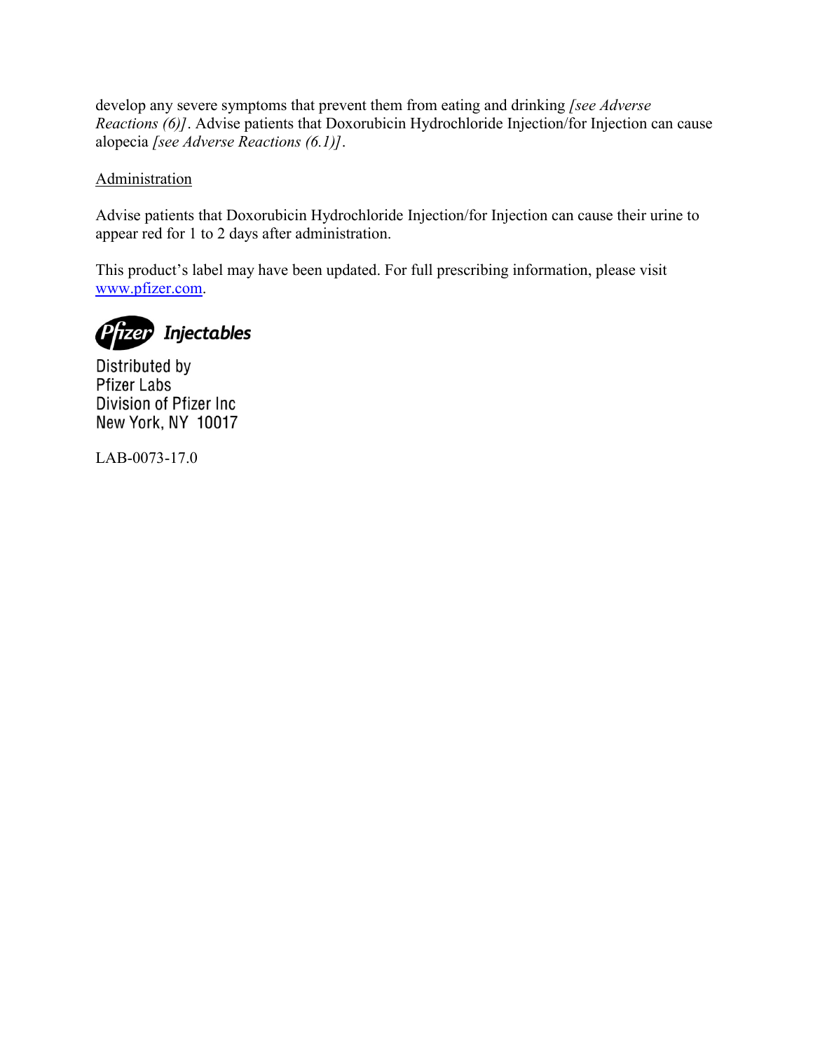develop any severe symptoms that prevent them from eating and drinking *[see Adverse Reactions (6)]*. Advise patients that Doxorubicin Hydrochloride Injection/for Injection can cause alopecia *[see Adverse Reactions (6.1)]*.

Administration

Advise patients that Doxorubicin Hydrochloride Injection/for Injection can cause their urine to appear red for 1 to 2 days after administration.

This product's label may have been updated. For full prescribing information, please visit www.pfizer.com.

Pfizer Injectables

Distributed by
Pfizer Labs
Division of Pfizer Inc
New York, NY 10017

LAB-0073-17.0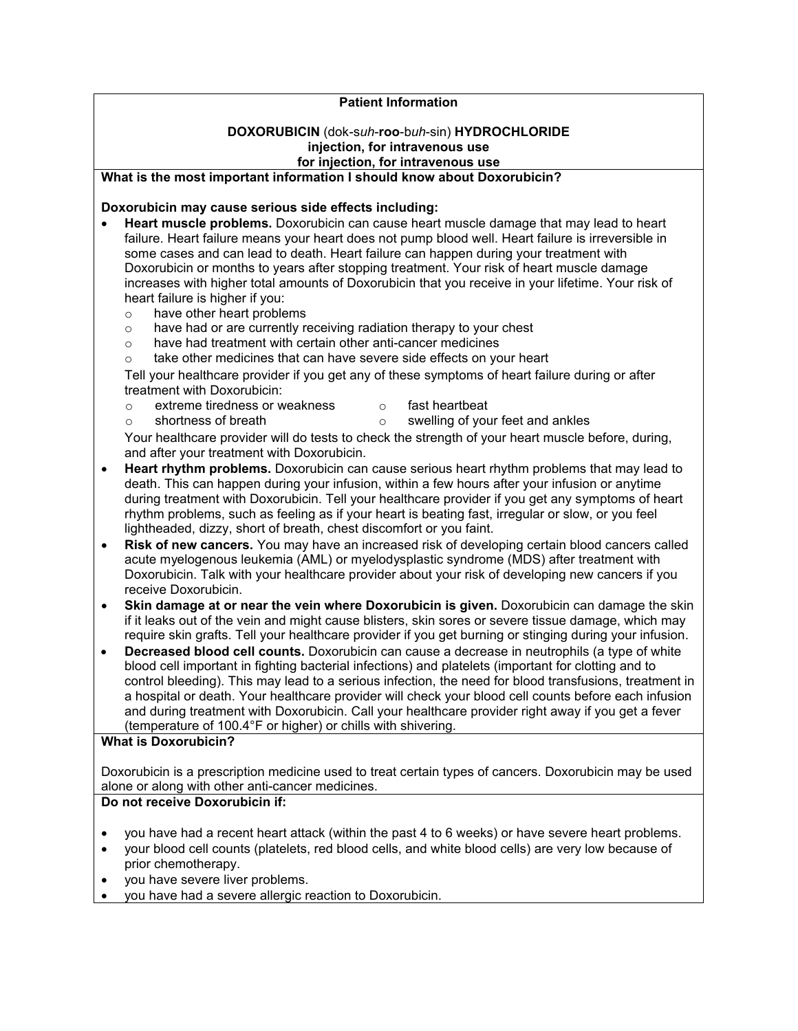# Patient Information

**DOXORUBICIN** (dok-s*uh*-**roo**-b*uh*-sin) **HYDROCHLORIDE**
**injection, for intravenous use**
**for injection, for intravenous use**

## What is the most important information I should know about Doxorubicin?

**Doxorubicin may cause serious side effects including:**

- **Heart muscle problems.** Doxorubicin can cause heart muscle damage that may lead to heart failure. Heart failure means your heart does not pump blood well. Heart failure is irreversible in some cases and can lead to death. Heart failure can happen during your treatment with Doxorubicin or months to years after stopping treatment. Your risk of heart muscle damage increases with higher total amounts of Doxorubicin that you receive in your lifetime. Your risk of heart failure is higher if you:
  - have other heart problems
  - have had or are currently receiving radiation therapy to your chest
  - have had treatment with certain other anti-cancer medicines
  - take other medicines that can have severe side effects on your heart

  Tell your healthcare provider if you get any of these symptoms of heart failure during or after treatment with Doxorubicin:
  - extreme tiredness or weakness
  - shortness of breath
  - fast heartbeat
  - swelling of your feet and ankles

  Your healthcare provider will do tests to check the strength of your heart muscle before, during, and after your treatment with Doxorubicin.
- **Heart rhythm problems.** Doxorubicin can cause serious heart rhythm problems that may lead to death. This can happen during your infusion, within a few hours after your infusion or anytime during treatment with Doxorubicin. Tell your healthcare provider if you get any symptoms of heart rhythm problems, such as feeling as if your heart is beating fast, irregular or slow, or you feel lightheaded, dizzy, short of breath, chest discomfort or you faint.
- **Risk of new cancers.** You may have an increased risk of developing certain blood cancers called acute myelogenous leukemia (AML) or myelodysplastic syndrome (MDS) after treatment with Doxorubicin. Talk with your healthcare provider about your risk of developing new cancers if you receive Doxorubicin.
- **Skin damage at or near the vein where Doxorubicin is given.** Doxorubicin can damage the skin if it leaks out of the vein and might cause blisters, skin sores or severe tissue damage, which may require skin grafts. Tell your healthcare provider if you get burning or stinging during your infusion.
- **Decreased blood cell counts.** Doxorubicin can cause a decrease in neutrophils (a type of white blood cell important in fighting bacterial infections) and platelets (important for clotting and to control bleeding). This may lead to a serious infection, the need for blood transfusions, treatment in a hospital or death. Your healthcare provider will check your blood cell counts before each infusion and during treatment with Doxorubicin. Call your healthcare provider right away if you get a fever (temperature of 100.4°F or higher) or chills with shivering.

## What is Doxorubicin?

Doxorubicin is a prescription medicine used to treat certain types of cancers. Doxorubicin may be used alone or along with other anti-cancer medicines.

## Do not receive Doxorubicin if:

- you have had a recent heart attack (within the past 4 to 6 weeks) or have severe heart problems.
- your blood cell counts (platelets, red blood cells, and white blood cells) are very low because of prior chemotherapy.
- you have severe liver problems.
- you have had a severe allergic reaction to Doxorubicin.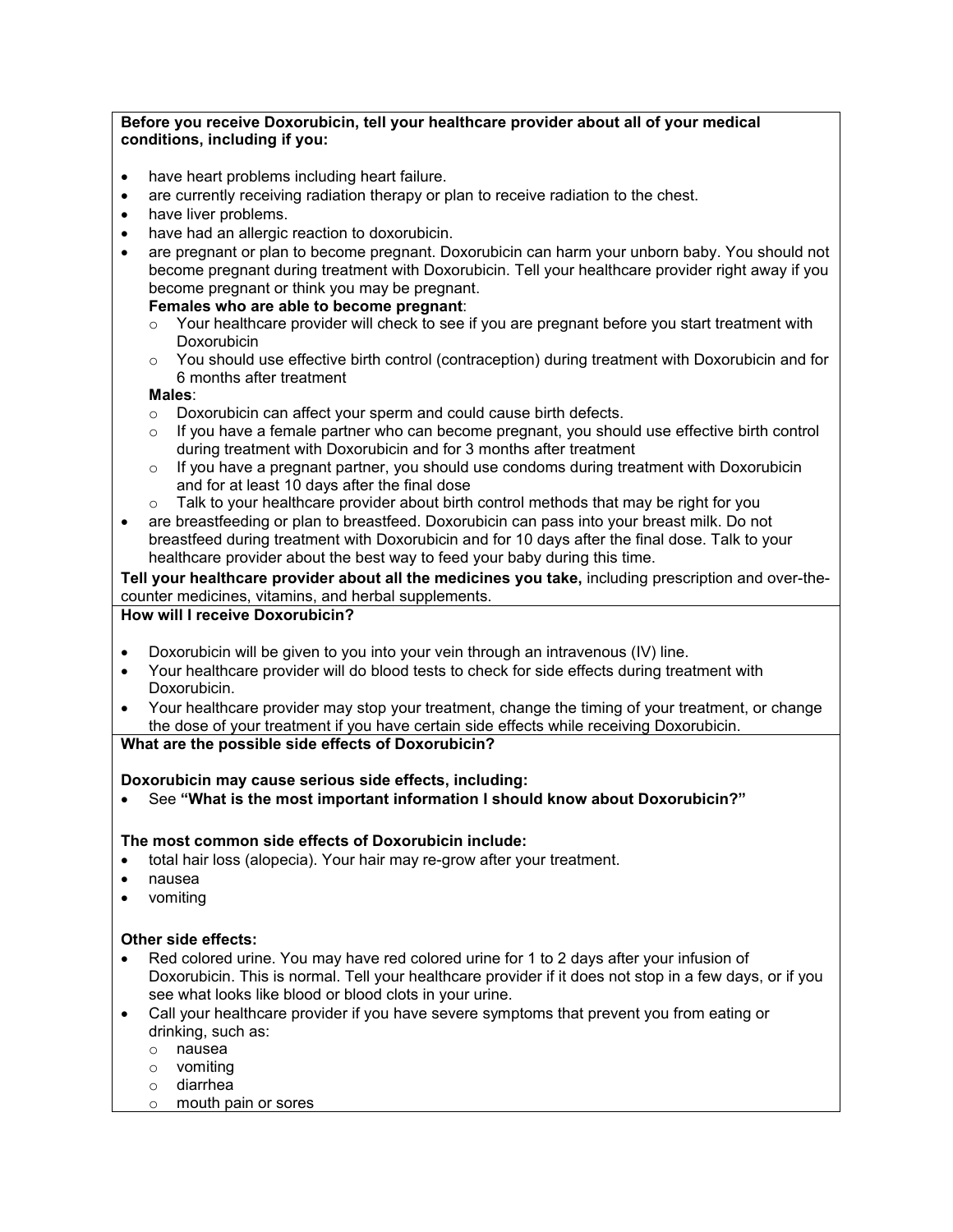**Before you receive Doxorubicin, tell your healthcare provider about all of your medical conditions, including if you:**

- have heart problems including heart failure.
- are currently receiving radiation therapy or plan to receive radiation to the chest.
- have liver problems.
- have had an allergic reaction to doxorubicin.
- are pregnant or plan to become pregnant. Doxorubicin can harm your unborn baby. You should not become pregnant during treatment with Doxorubicin. Tell your healthcare provider right away if you become pregnant or think you may be pregnant.
  **Females who are able to become pregnant**:
  - Your healthcare provider will check to see if you are pregnant before you start treatment with Doxorubicin
  - You should use effective birth control (contraception) during treatment with Doxorubicin and for 6 months after treatment

  **Males**:
  - Doxorubicin can affect your sperm and could cause birth defects.
  - If you have a female partner who can become pregnant, you should use effective birth control during treatment with Doxorubicin and for 3 months after treatment
  - If you have a pregnant partner, you should use condoms during treatment with Doxorubicin and for at least 10 days after the final dose
  - Talk to your healthcare provider about birth control methods that may be right for you
- are breastfeeding or plan to breastfeed. Doxorubicin can pass into your breast milk. Do not breastfeed during treatment with Doxorubicin and for 10 days after the final dose. Talk to your healthcare provider about the best way to feed your baby during this time.

**Tell your healthcare provider about all the medicines you take,** including prescription and over-the-counter medicines, vitamins, and herbal supplements.

**How will I receive Doxorubicin?**

- Doxorubicin will be given to you into your vein through an intravenous (IV) line.
- Your healthcare provider will do blood tests to check for side effects during treatment with Doxorubicin.
- Your healthcare provider may stop your treatment, change the timing of your treatment, or change the dose of your treatment if you have certain side effects while receiving Doxorubicin.

**What are the possible side effects of Doxorubicin?**

**Doxorubicin may cause serious side effects, including:**

- See **"What is the most important information I should know about Doxorubicin?"**

**The most common side effects of Doxorubicin include:**

- total hair loss (alopecia). Your hair may re-grow after your treatment.
- nausea
- vomiting

**Other side effects:**

- Red colored urine. You may have red colored urine for 1 to 2 days after your infusion of Doxorubicin. This is normal. Tell your healthcare provider if it does not stop in a few days, or if you see what looks like blood or blood clots in your urine.
- Call your healthcare provider if you have severe symptoms that prevent you from eating or drinking, such as:
  - nausea
  - vomiting
  - diarrhea
  - mouth pain or sores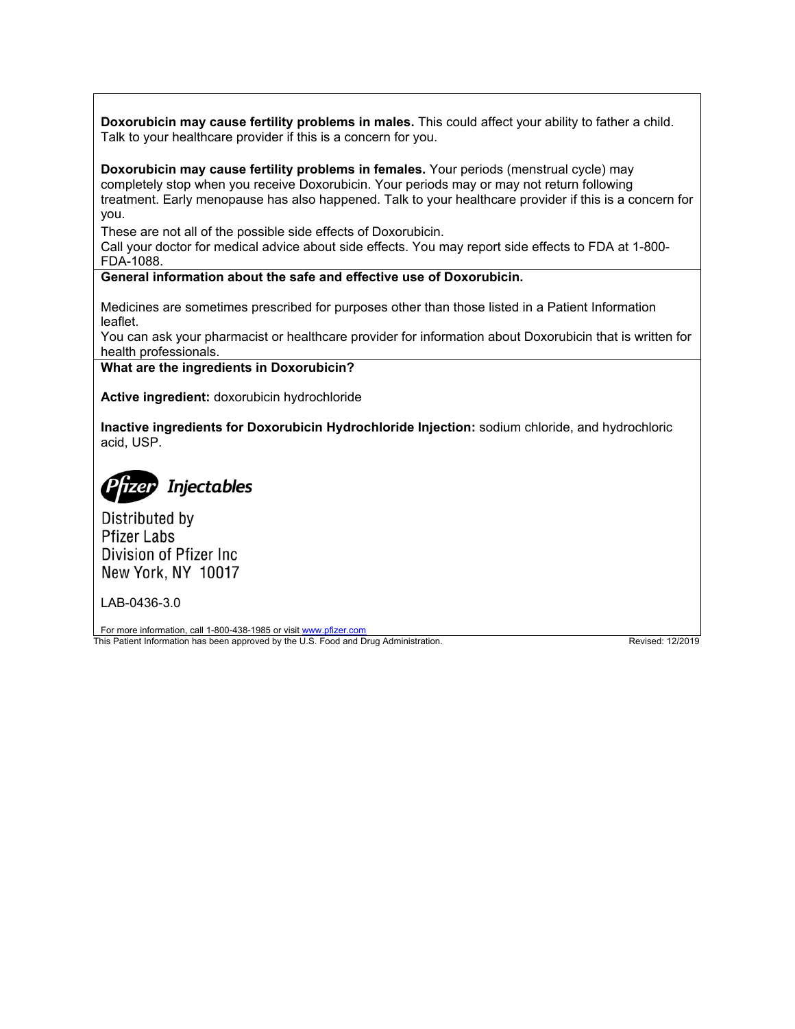**Doxorubicin may cause fertility problems in males.** This could affect your ability to father a child. Talk to your healthcare provider if this is a concern for you.

**Doxorubicin may cause fertility problems in females.** Your periods (menstrual cycle) may completely stop when you receive Doxorubicin. Your periods may or may not return following treatment. Early menopause has also happened. Talk to your healthcare provider if this is a concern for you.

These are not all of the possible side effects of Doxorubicin.

Call your doctor for medical advice about side effects. You may report side effects to FDA at 1-800-FDA-1088.

**General information about the safe and effective use of Doxorubicin.**

Medicines are sometimes prescribed for purposes other than those listed in a Patient Information leaflet.

You can ask your pharmacist or healthcare provider for information about Doxorubicin that is written for health professionals.

**What are the ingredients in Doxorubicin?**

**Active ingredient:** doxorubicin hydrochloride

**Inactive ingredients for Doxorubicin Hydrochloride Injection:** sodium chloride, and hydrochloric acid, USP.

Pfizer Injectables

Distributed by
Pfizer Labs
Division of Pfizer Inc
New York, NY 10017

LAB-0436-3.0

For more information, call 1-800-438-1985 or visit www.pfizer.com

This Patient Information has been approved by the U.S. Food and Drug Administration. Revised: 12/2019